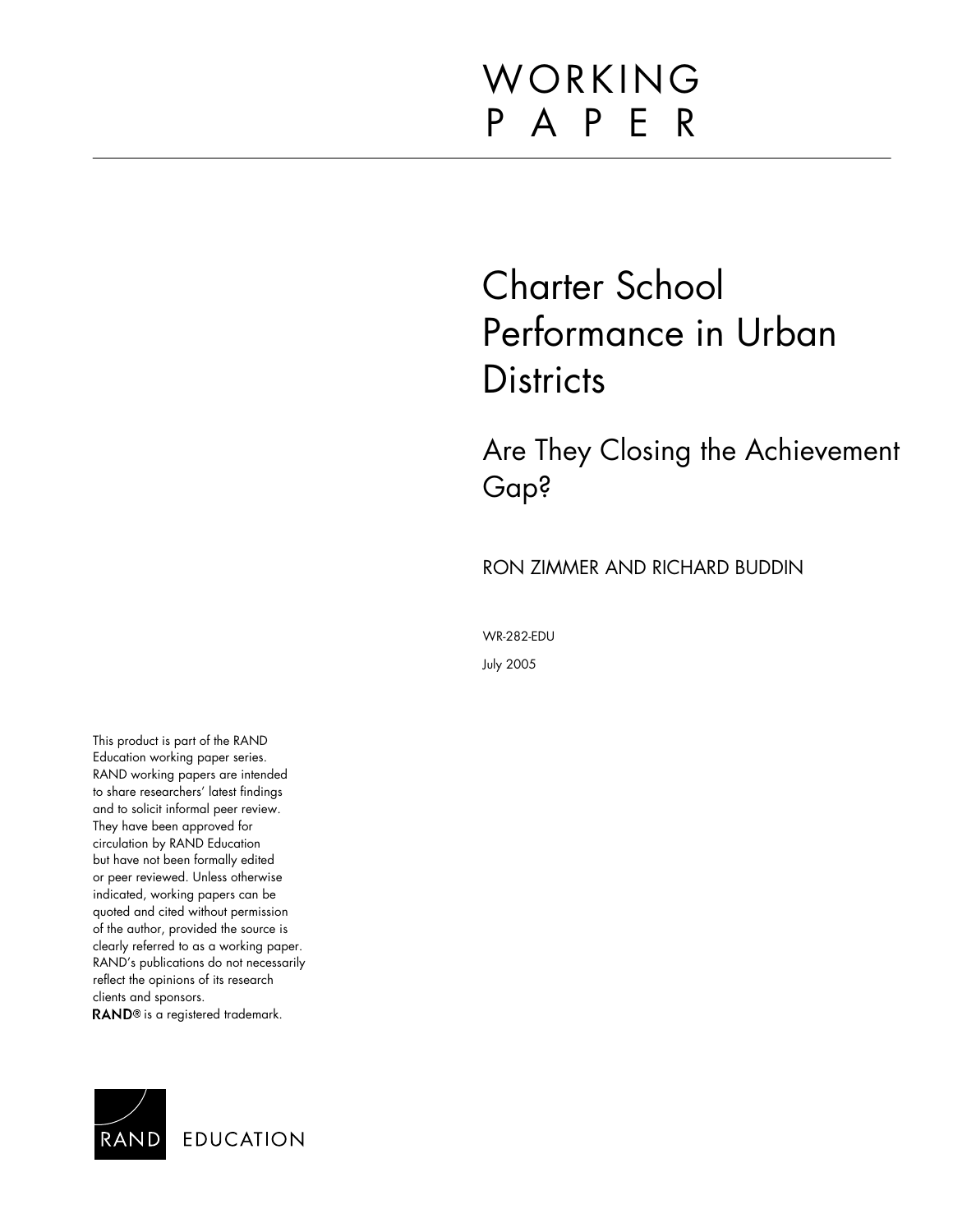WORKING PAPER

# Charter School Performance in Urban Districts

## Are They Closing the Achievement Gap?

RON ZIMMER AND RICHARD BUDDIN

WR-282-EDU

July 2005

This product is part of the RAND Education working paper series. RAND working papers are intended to share researchers' latest findings and to solicit informal peer review. They have been approved for circulation by RAND Education but have not been formally edited or peer reviewed. Unless otherwise indicated, working papers can be quoted and cited without permission of the author, provided the source is clearly referred to as a working paper. RAND's publications do not necessarily reflect the opinions of its research clients and sponsors.
**RAND**® is a registered trademark.

RAND EDUCATION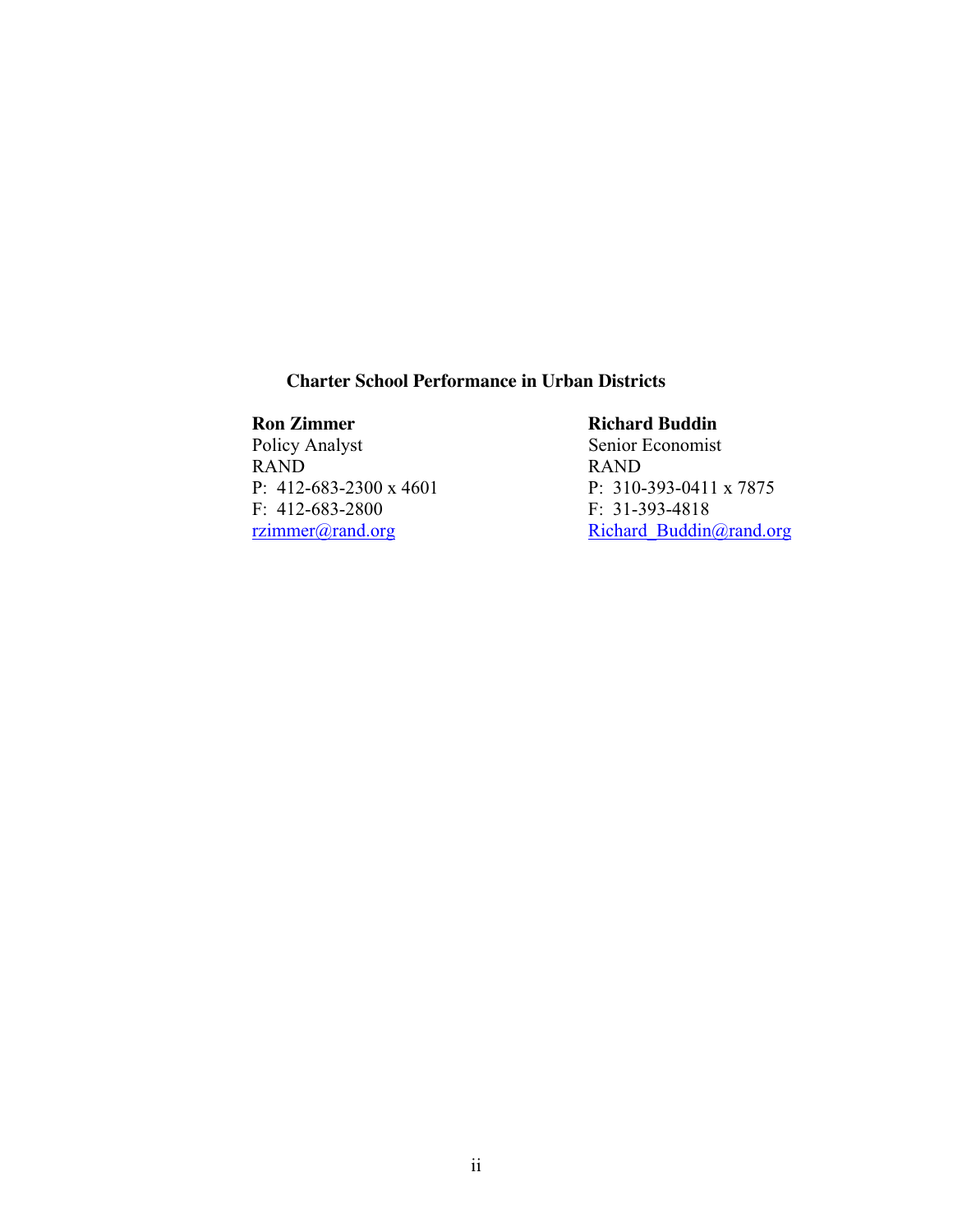**Charter School Performance in Urban Districts**

**Ron Zimmer**
Policy Analyst
RAND
P: 412-683-2300 x 4601
F: 412-683-2800
rzimmer@rand.org

**Richard Buddin**
Senior Economist
RAND
P: 310-393-0411 x 7875
F: 31-393-4818
Richard_Buddin@rand.org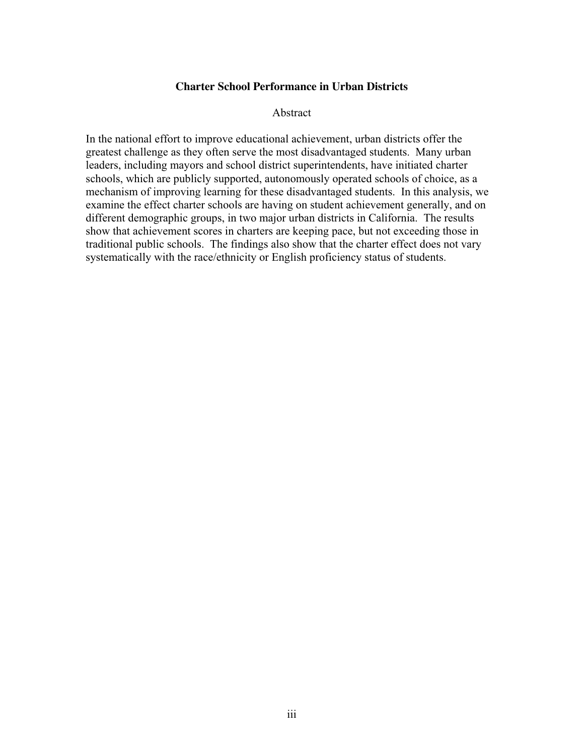# Charter School Performance in Urban Districts

## Abstract

In the national effort to improve educational achievement, urban districts offer the greatest challenge as they often serve the most disadvantaged students. Many urban leaders, including mayors and school district superintendents, have initiated charter schools, which are publicly supported, autonomously operated schools of choice, as a mechanism of improving learning for these disadvantaged students. In this analysis, we examine the effect charter schools are having on student achievement generally, and on different demographic groups, in two major urban districts in California. The results show that achievement scores in charters are keeping pace, but not exceeding those in traditional public schools. The findings also show that the charter effect does not vary systematically with the race/ethnicity or English proficiency status of students.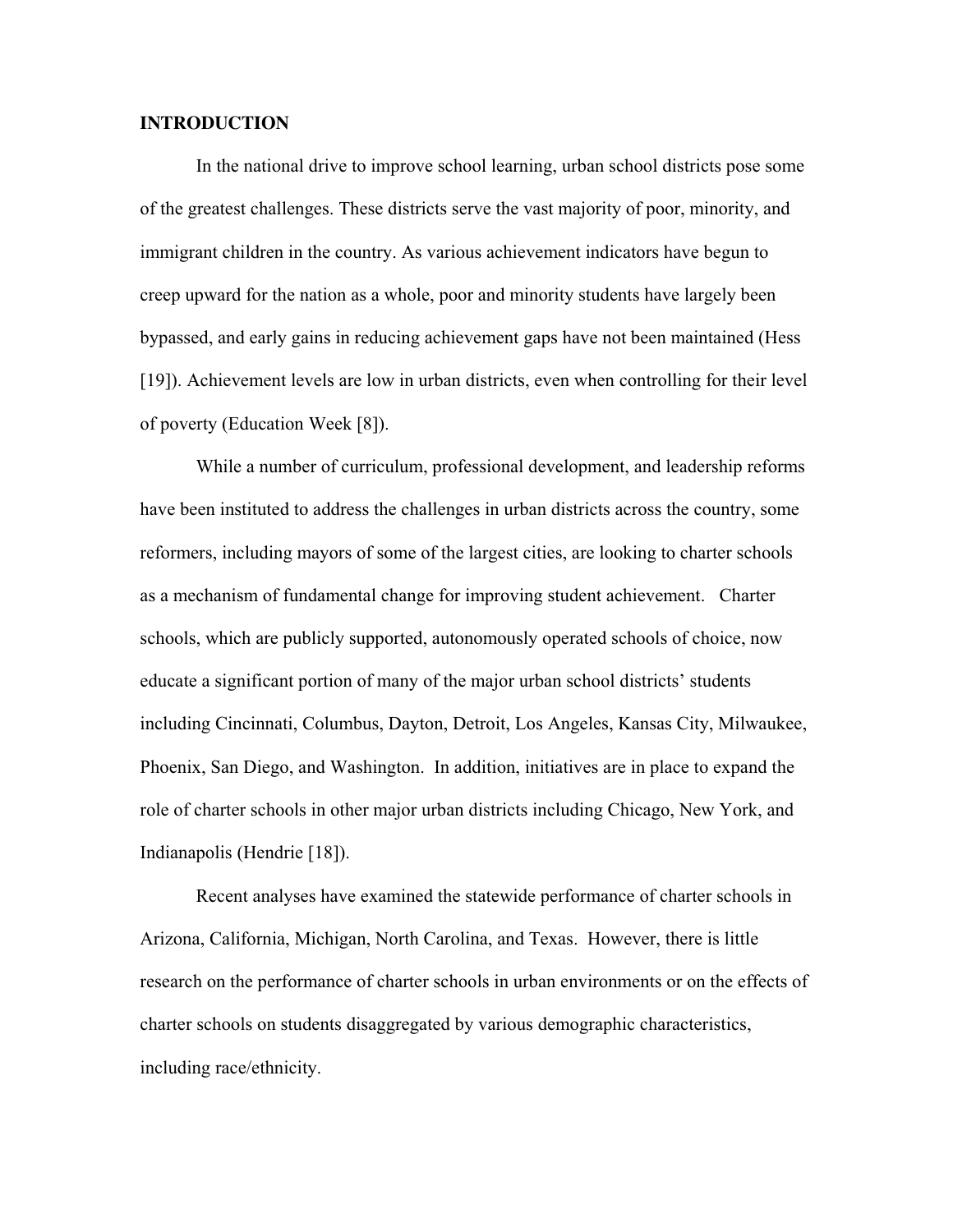**INTRODUCTION**

In the national drive to improve school learning, urban school districts pose some of the greatest challenges. These districts serve the vast majority of poor, minority, and immigrant children in the country. As various achievement indicators have begun to creep upward for the nation as a whole, poor and minority students have largely been bypassed, and early gains in reducing achievement gaps have not been maintained (Hess [19]). Achievement levels are low in urban districts, even when controlling for their level of poverty (Education Week [8]).

While a number of curriculum, professional development, and leadership reforms have been instituted to address the challenges in urban districts across the country, some reformers, including mayors of some of the largest cities, are looking to charter schools as a mechanism of fundamental change for improving student achievement. Charter schools, which are publicly supported, autonomously operated schools of choice, now educate a significant portion of many of the major urban school districts' students including Cincinnati, Columbus, Dayton, Detroit, Los Angeles, Kansas City, Milwaukee, Phoenix, San Diego, and Washington. In addition, initiatives are in place to expand the role of charter schools in other major urban districts including Chicago, New York, and Indianapolis (Hendrie [18]).

Recent analyses have examined the statewide performance of charter schools in Arizona, California, Michigan, North Carolina, and Texas. However, there is little research on the performance of charter schools in urban environments or on the effects of charter schools on students disaggregated by various demographic characteristics, including race/ethnicity.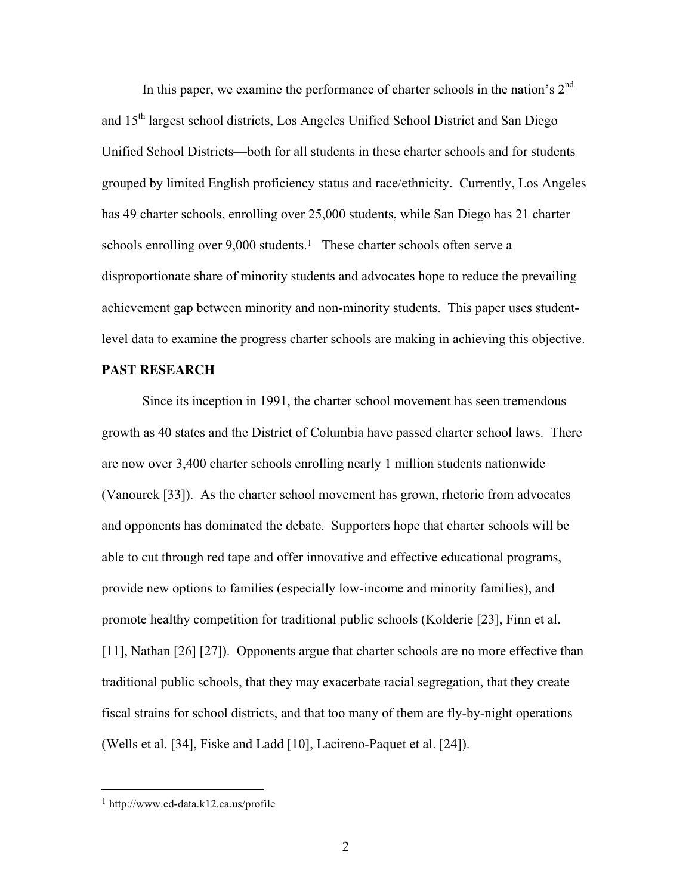In this paper, we examine the performance of charter schools in the nation's 2nd and 15th largest school districts, Los Angeles Unified School District and San Diego Unified School Districts—both for all students in these charter schools and for students grouped by limited English proficiency status and race/ethnicity. Currently, Los Angeles has 49 charter schools, enrolling over 25,000 students, while San Diego has 21 charter schools enrolling over 9,000 students.[1] These charter schools often serve a disproportionate share of minority students and advocates hope to reduce the prevailing achievement gap between minority and non-minority students. This paper uses student-level data to examine the progress charter schools are making in achieving this objective.

## PAST RESEARCH

Since its inception in 1991, the charter school movement has seen tremendous growth as 40 states and the District of Columbia have passed charter school laws. There are now over 3,400 charter schools enrolling nearly 1 million students nationwide (Vanourek [33]). As the charter school movement has grown, rhetoric from advocates and opponents has dominated the debate. Supporters hope that charter schools will be able to cut through red tape and offer innovative and effective educational programs, provide new options to families (especially low-income and minority families), and promote healthy competition for traditional public schools (Kolderie [23], Finn et al. [11], Nathan [26] [27]). Opponents argue that charter schools are no more effective than traditional public schools, that they may exacerbate racial segregation, that they create fiscal strains for school districts, and that too many of them are fly-by-night operations (Wells et al. [34], Fiske and Ladd [10], Lacireno-Paquet et al. [24]).

---

[1] http://www.ed-data.k12.ca.us/profile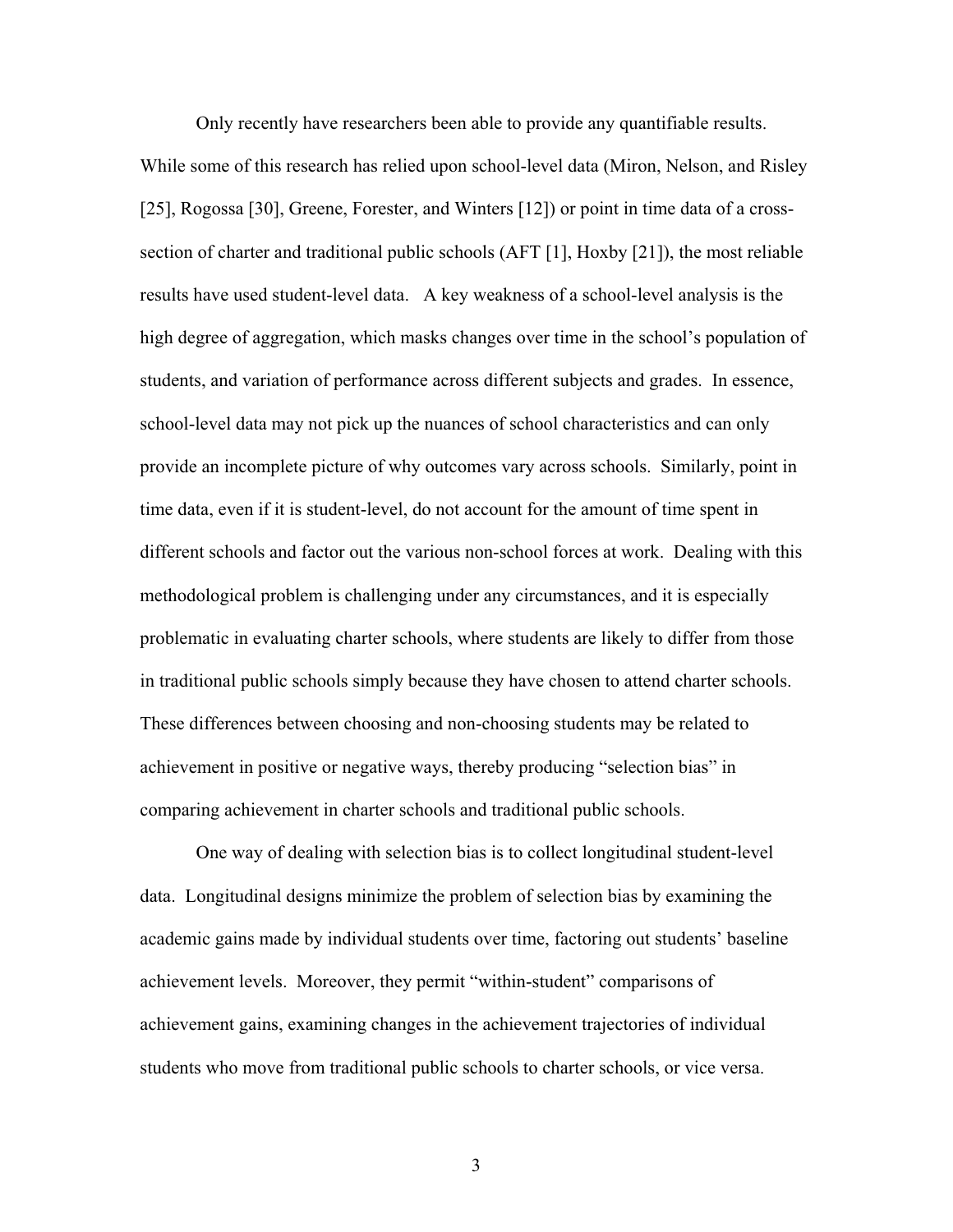Only recently have researchers been able to provide any quantifiable results. While some of this research has relied upon school-level data (Miron, Nelson, and Risley [25], Rogossa [30], Greene, Forester, and Winters [12]) or point in time data of a cross-section of charter and traditional public schools (AFT [1], Hoxby [21]), the most reliable results have used student-level data. A key weakness of a school-level analysis is the high degree of aggregation, which masks changes over time in the school's population of students, and variation of performance across different subjects and grades. In essence, school-level data may not pick up the nuances of school characteristics and can only provide an incomplete picture of why outcomes vary across schools. Similarly, point in time data, even if it is student-level, do not account for the amount of time spent in different schools and factor out the various non-school forces at work. Dealing with this methodological problem is challenging under any circumstances, and it is especially problematic in evaluating charter schools, where students are likely to differ from those in traditional public schools simply because they have chosen to attend charter schools. These differences between choosing and non-choosing students may be related to achievement in positive or negative ways, thereby producing "selection bias" in comparing achievement in charter schools and traditional public schools.

One way of dealing with selection bias is to collect longitudinal student-level data. Longitudinal designs minimize the problem of selection bias by examining the academic gains made by individual students over time, factoring out students' baseline achievement levels. Moreover, they permit "within-student" comparisons of achievement gains, examining changes in the achievement trajectories of individual students who move from traditional public schools to charter schools, or vice versa.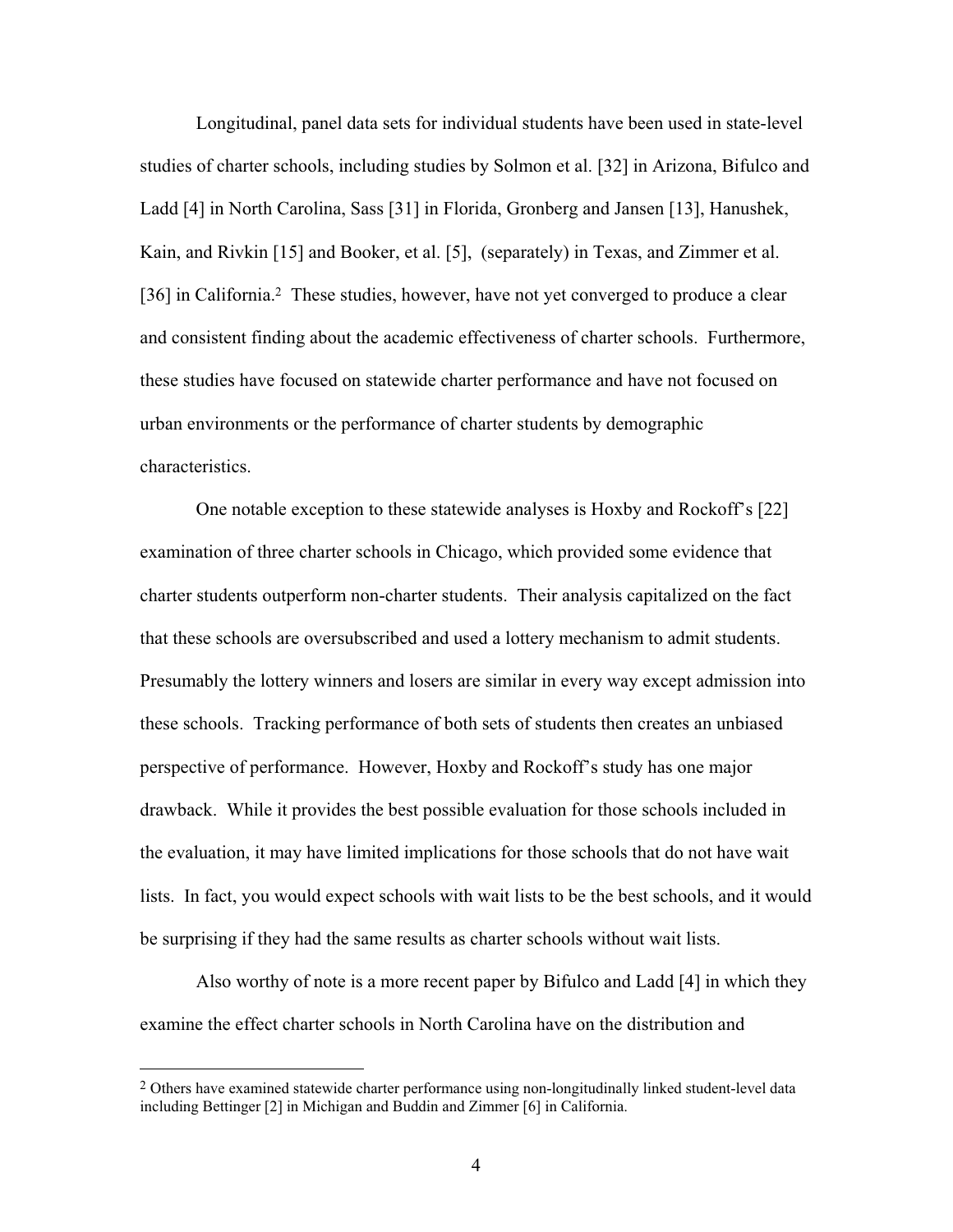Longitudinal, panel data sets for individual students have been used in state-level studies of charter schools, including studies by Solmon et al. [32] in Arizona, Bifulco and Ladd [4] in North Carolina, Sass [31] in Florida, Gronberg and Jansen [13], Hanushek, Kain, and Rivkin [15] and Booker, et al. [5], (separately) in Texas, and Zimmer et al. [36] in California.[2] These studies, however, have not yet converged to produce a clear and consistent finding about the academic effectiveness of charter schools. Furthermore, these studies have focused on statewide charter performance and have not focused on urban environments or the performance of charter students by demographic characteristics.

One notable exception to these statewide analyses is Hoxby and Rockoff's [22] examination of three charter schools in Chicago, which provided some evidence that charter students outperform non-charter students. Their analysis capitalized on the fact that these schools are oversubscribed and used a lottery mechanism to admit students. Presumably the lottery winners and losers are similar in every way except admission into these schools. Tracking performance of both sets of students then creates an unbiased perspective of performance. However, Hoxby and Rockoff's study has one major drawback. While it provides the best possible evaluation for those schools included in the evaluation, it may have limited implications for those schools that do not have wait lists. In fact, you would expect schools with wait lists to be the best schools, and it would be surprising if they had the same results as charter schools without wait lists.

Also worthy of note is a more recent paper by Bifulco and Ladd [4] in which they examine the effect charter schools in North Carolina have on the distribution and

---

[2] Others have examined statewide charter performance using non-longitudinally linked student-level data including Bettinger [2] in Michigan and Buddin and Zimmer [6] in California.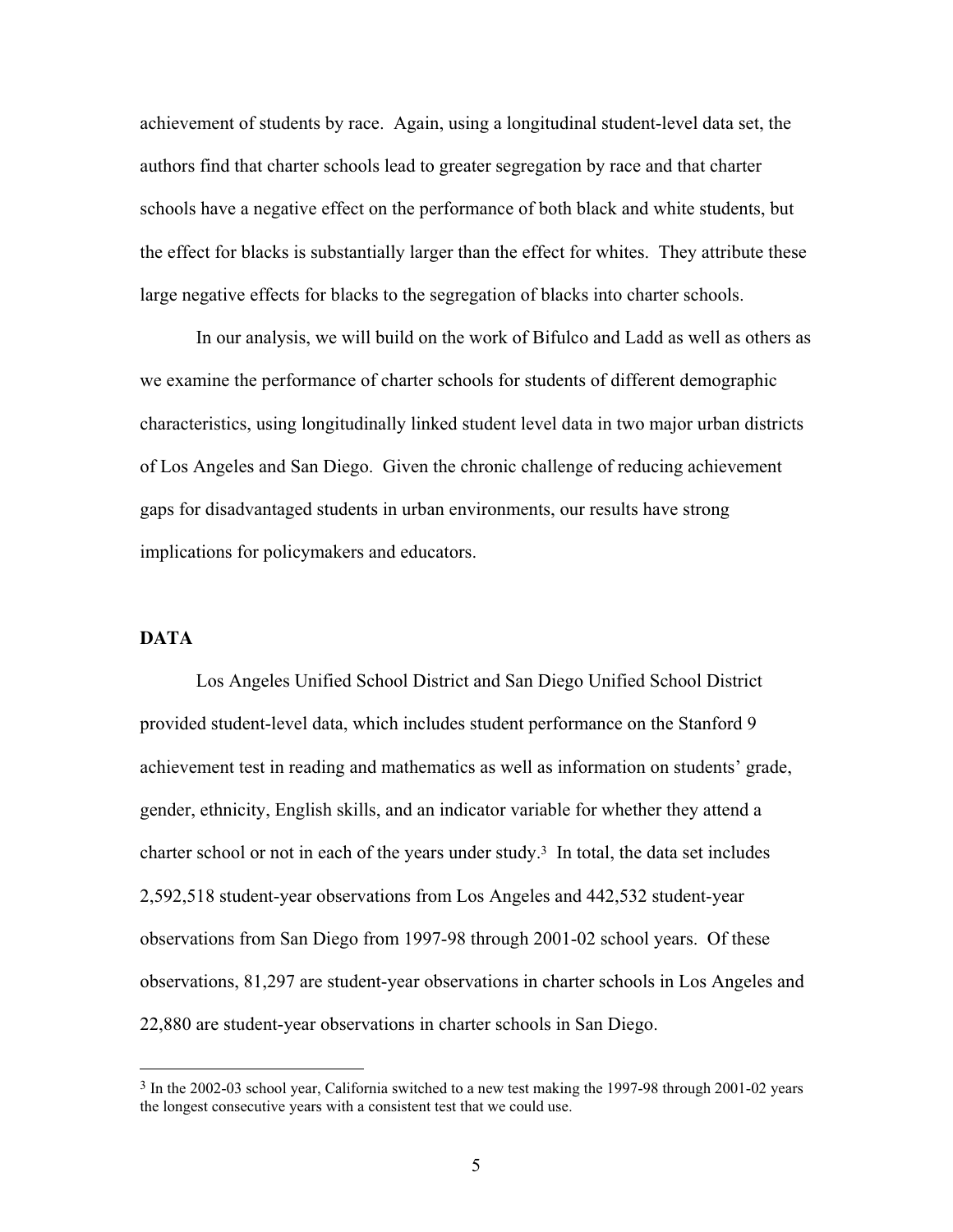achievement of students by race. Again, using a longitudinal student-level data set, the authors find that charter schools lead to greater segregation by race and that charter schools have a negative effect on the performance of both black and white students, but the effect for blacks is substantially larger than the effect for whites. They attribute these large negative effects for blacks to the segregation of blacks into charter schools.

In our analysis, we will build on the work of Bifulco and Ladd as well as others as we examine the performance of charter schools for students of different demographic characteristics, using longitudinally linked student level data in two major urban districts of Los Angeles and San Diego. Given the chronic challenge of reducing achievement gaps for disadvantaged students in urban environments, our results have strong implications for policymakers and educators.

## DATA

Los Angeles Unified School District and San Diego Unified School District provided student-level data, which includes student performance on the Stanford 9 achievement test in reading and mathematics as well as information on students' grade, gender, ethnicity, English skills, and an indicator variable for whether they attend a charter school or not in each of the years under study.[3] In total, the data set includes 2,592,518 student-year observations from Los Angeles and 442,532 student-year observations from San Diego from 1997-98 through 2001-02 school years. Of these observations, 81,297 are student-year observations in charter schools in Los Angeles and 22,880 are student-year observations in charter schools in San Diego.

[3] In the 2002-03 school year, California switched to a new test making the 1997-98 through 2001-02 years the longest consecutive years with a consistent test that we could use.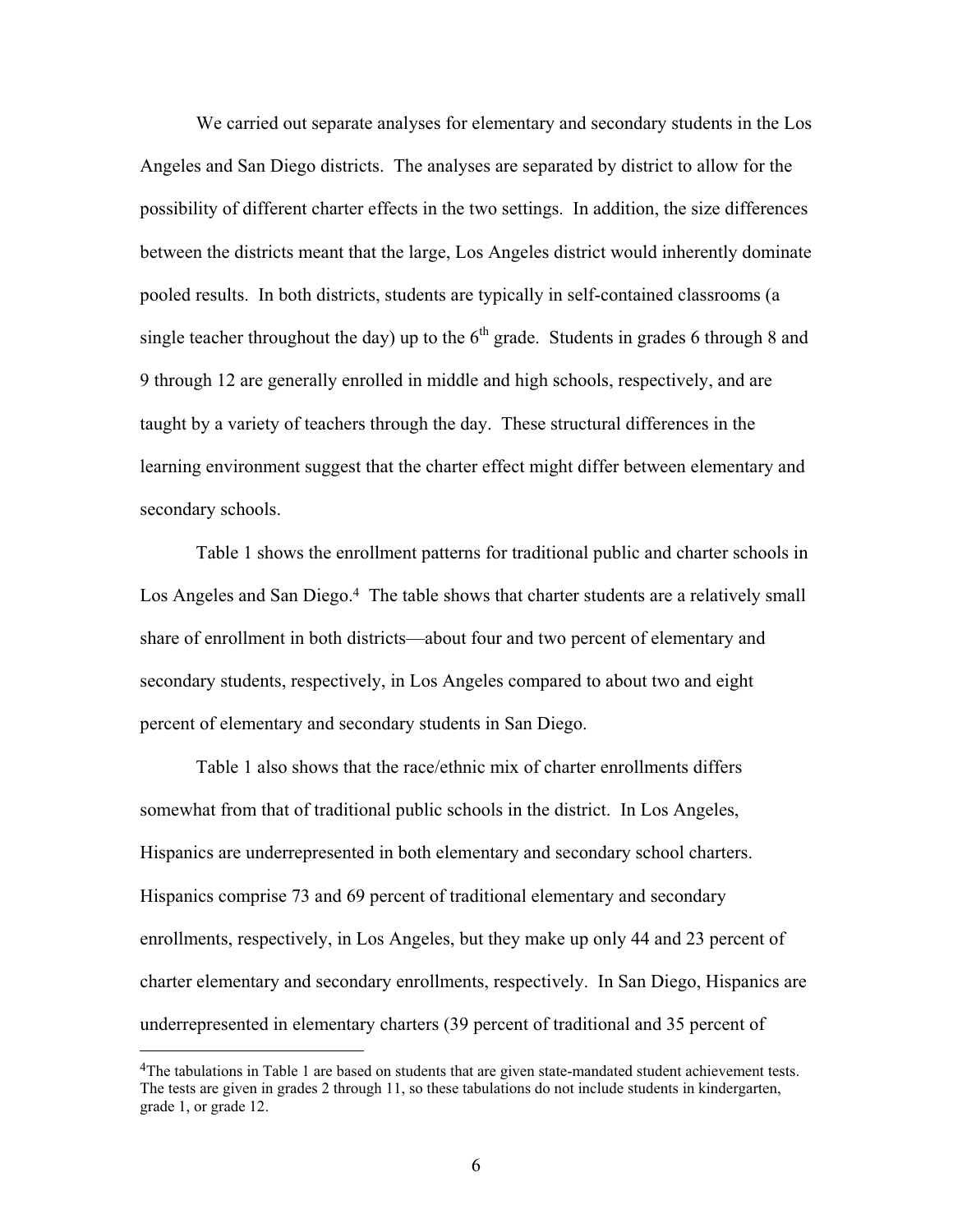We carried out separate analyses for elementary and secondary students in the Los Angeles and San Diego districts. The analyses are separated by district to allow for the possibility of different charter effects in the two settings. In addition, the size differences between the districts meant that the large, Los Angeles district would inherently dominate pooled results. In both districts, students are typically in self-contained classrooms (a single teacher throughout the day) up to the 6th grade. Students in grades 6 through 8 and 9 through 12 are generally enrolled in middle and high schools, respectively, and are taught by a variety of teachers through the day. These structural differences in the learning environment suggest that the charter effect might differ between elementary and secondary schools.

Table 1 shows the enrollment patterns for traditional public and charter schools in Los Angeles and San Diego.[4] The table shows that charter students are a relatively small share of enrollment in both districts—about four and two percent of elementary and secondary students, respectively, in Los Angeles compared to about two and eight percent of elementary and secondary students in San Diego.

Table 1 also shows that the race/ethnic mix of charter enrollments differs somewhat from that of traditional public schools in the district. In Los Angeles, Hispanics are underrepresented in both elementary and secondary school charters. Hispanics comprise 73 and 69 percent of traditional elementary and secondary enrollments, respectively, in Los Angeles, but they make up only 44 and 23 percent of charter elementary and secondary enrollments, respectively. In San Diego, Hispanics are underrepresented in elementary charters (39 percent of traditional and 35 percent of

---

[4]The tabulations in Table 1 are based on students that are given state-mandated student achievement tests. The tests are given in grades 2 through 11, so these tabulations do not include students in kindergarten, grade 1, or grade 12.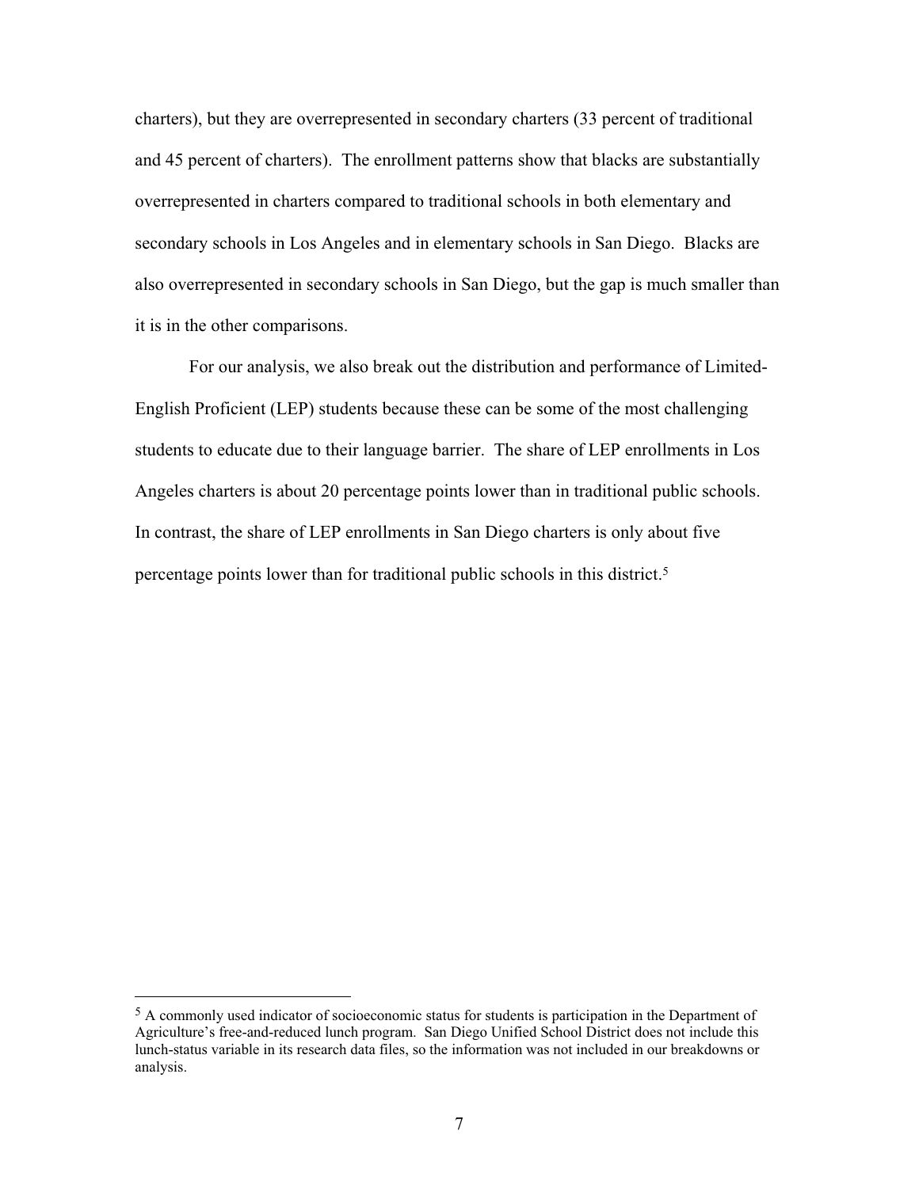charters), but they are overrepresented in secondary charters (33 percent of traditional and 45 percent of charters). The enrollment patterns show that blacks are substantially overrepresented in charters compared to traditional schools in both elementary and secondary schools in Los Angeles and in elementary schools in San Diego. Blacks are also overrepresented in secondary schools in San Diego, but the gap is much smaller than it is in the other comparisons.

For our analysis, we also break out the distribution and performance of Limited-English Proficient (LEP) students because these can be some of the most challenging students to educate due to their language barrier. The share of LEP enrollments in Los Angeles charters is about 20 percentage points lower than in traditional public schools. In contrast, the share of LEP enrollments in San Diego charters is only about five percentage points lower than for traditional public schools in this district.[5]

---

[5] A commonly used indicator of socioeconomic status for students is participation in the Department of Agriculture's free-and-reduced lunch program. San Diego Unified School District does not include this lunch-status variable in its research data files, so the information was not included in our breakdowns or analysis.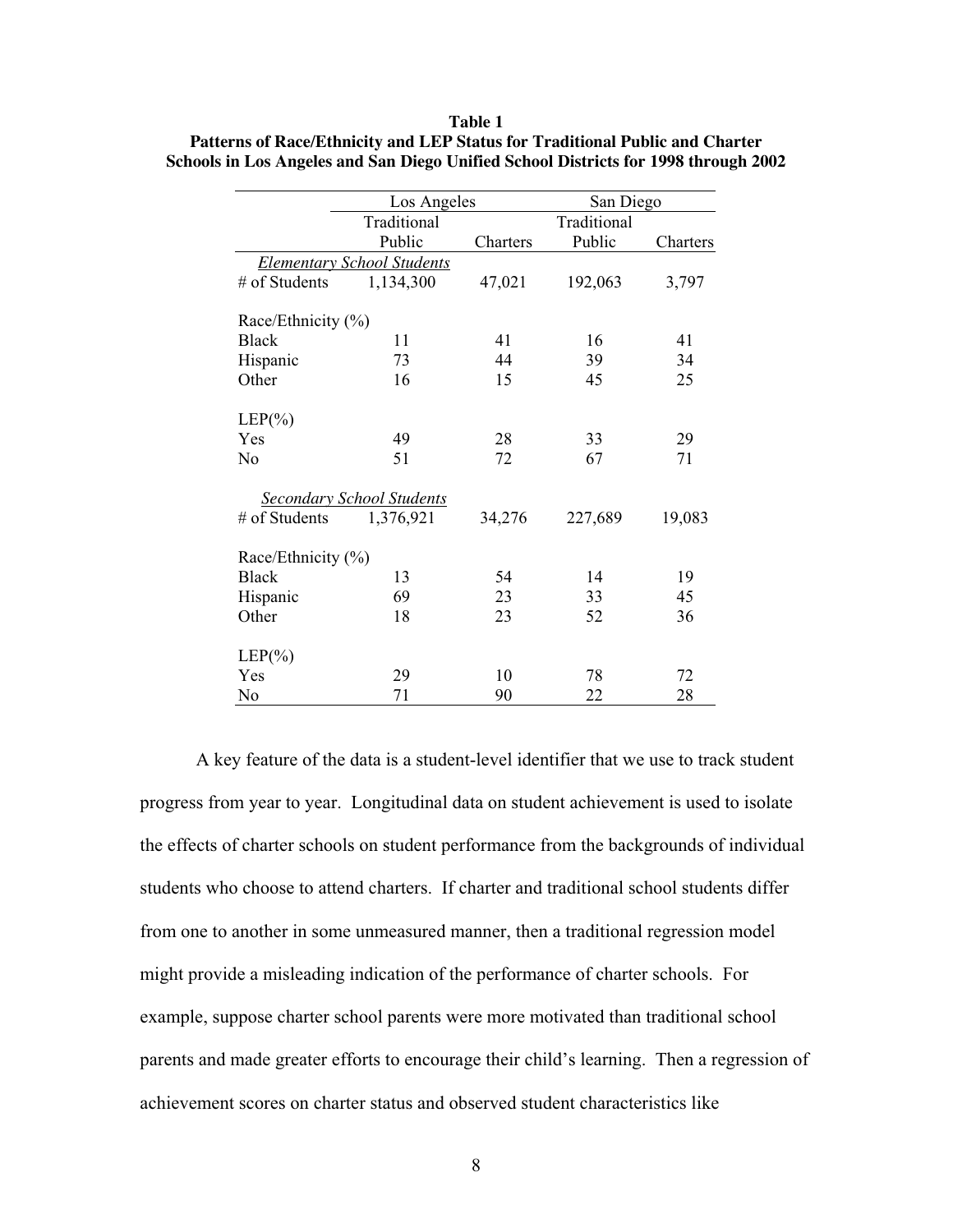**Table 1**
**Patterns of Race/Ethnicity and LEP Status for Traditional Public and Charter Schools in Los Angeles and San Diego Unified School Districts for 1998 through 2002**

| | Los Angeles | | San Diego | |
|---|---|---|---|---|
| | Traditional Public | Charters | Traditional Public | Charters |
| *Elementary School Students* | | | | |
| # of Students | 1,134,300 | 47,021 | 192,063 | 3,797 |
| Race/Ethnicity (%) | | | | |
| Black | 11 | 41 | 16 | 41 |
| Hispanic | 73 | 44 | 39 | 34 |
| Other | 16 | 15 | 45 | 25 |
| LEP(%) | | | | |
| Yes | 49 | 28 | 33 | 29 |
| No | 51 | 72 | 67 | 71 |
| *Secondary School Students* | | | | |
| # of Students | 1,376,921 | 34,276 | 227,689 | 19,083 |
| Race/Ethnicity (%) | | | | |
| Black | 13 | 54 | 14 | 19 |
| Hispanic | 69 | 23 | 33 | 45 |
| Other | 18 | 23 | 52 | 36 |
| LEP(%) | | | | |
| Yes | 29 | 10 | 78 | 72 |
| No | 71 | 90 | 22 | 28 |

A key feature of the data is a student-level identifier that we use to track student progress from year to year. Longitudinal data on student achievement is used to isolate the effects of charter schools on student performance from the backgrounds of individual students who choose to attend charters. If charter and traditional school students differ from one to another in some unmeasured manner, then a traditional regression model might provide a misleading indication of the performance of charter schools. For example, suppose charter school parents were more motivated than traditional school parents and made greater efforts to encourage their child's learning. Then a regression of achievement scores on charter status and observed student characteristics like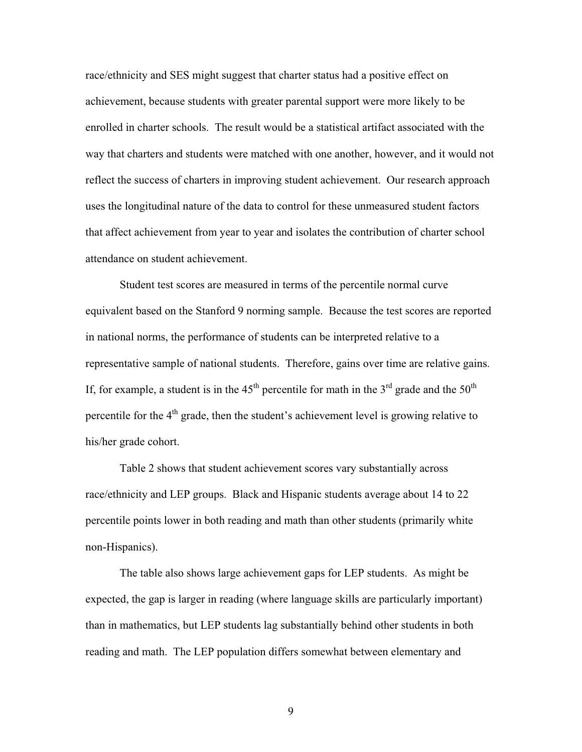race/ethnicity and SES might suggest that charter status had a positive effect on achievement, because students with greater parental support were more likely to be enrolled in charter schools. The result would be a statistical artifact associated with the way that charters and students were matched with one another, however, and it would not reflect the success of charters in improving student achievement. Our research approach uses the longitudinal nature of the data to control for these unmeasured student factors that affect achievement from year to year and isolates the contribution of charter school attendance on student achievement.

Student test scores are measured in terms of the percentile normal curve equivalent based on the Stanford 9 norming sample. Because the test scores are reported in national norms, the performance of students can be interpreted relative to a representative sample of national students. Therefore, gains over time are relative gains. If, for example, a student is in the 45th percentile for math in the 3rd grade and the 50th percentile for the 4th grade, then the student's achievement level is growing relative to his/her grade cohort.

Table 2 shows that student achievement scores vary substantially across race/ethnicity and LEP groups. Black and Hispanic students average about 14 to 22 percentile points lower in both reading and math than other students (primarily white non-Hispanics).

The table also shows large achievement gaps for LEP students. As might be expected, the gap is larger in reading (where language skills are particularly important) than in mathematics, but LEP students lag substantially behind other students in both reading and math. The LEP population differs somewhat between elementary and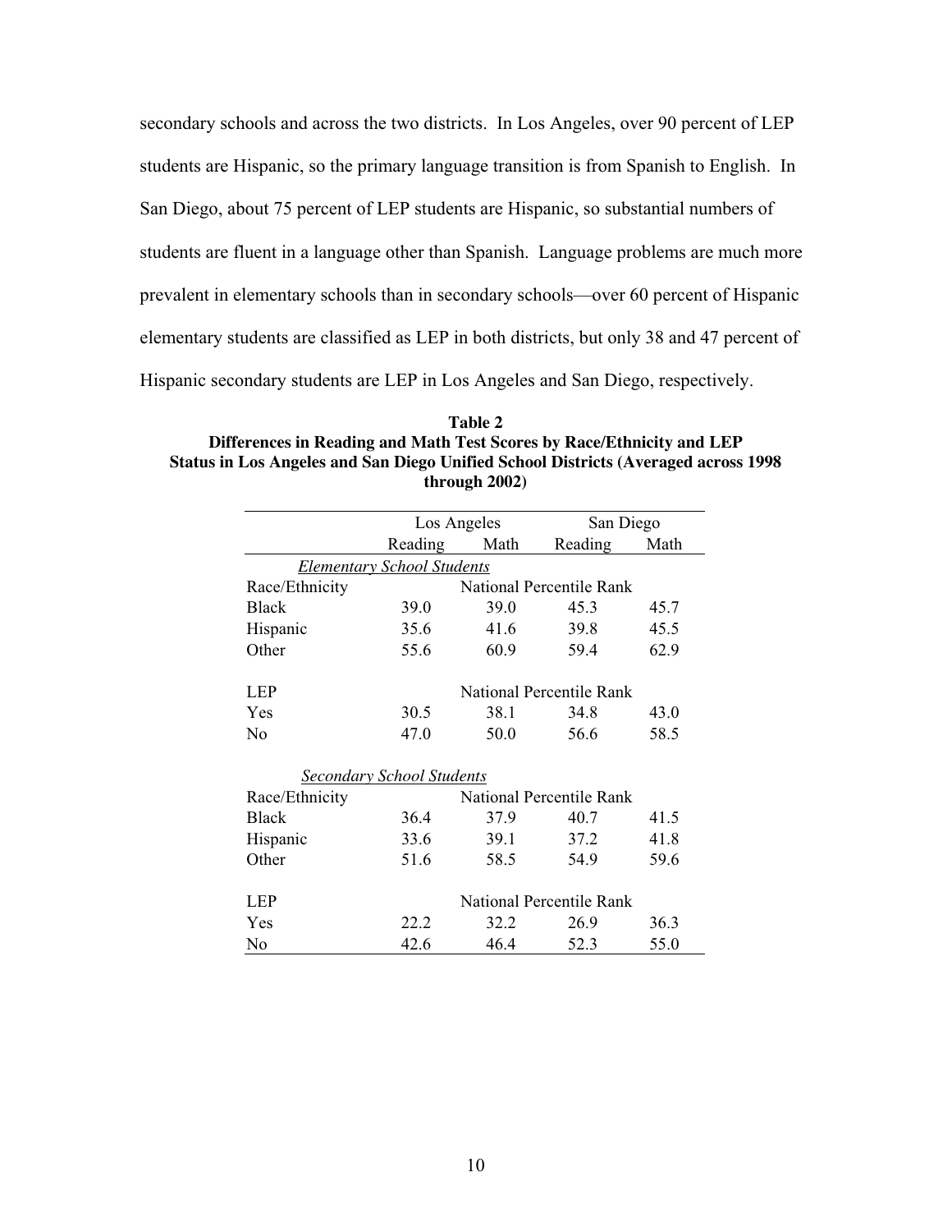secondary schools and across the two districts. In Los Angeles, over 90 percent of LEP students are Hispanic, so the primary language transition is from Spanish to English. In San Diego, about 75 percent of LEP students are Hispanic, so substantial numbers of students are fluent in a language other than Spanish. Language problems are much more prevalent in elementary schools than in secondary schools—over 60 percent of Hispanic elementary students are classified as LEP in both districts, but only 38 and 47 percent of Hispanic secondary students are LEP in Los Angeles and San Diego, respectively.

**Table 2**
**Differences in Reading and Math Test Scores by Race/Ethnicity and LEP Status in Los Angeles and San Diego Unified School Districts (Averaged across 1998 through 2002)**

| | Los Angeles | | San Diego | |
|---|---|---|---|---|
| | Reading | Math | Reading | Math |
| *Elementary School Students* | | | | |
| Race/Ethnicity | National Percentile Rank | | | |
| Black | 39.0 | 39.0 | 45.3 | 45.7 |
| Hispanic | 35.6 | 41.6 | 39.8 | 45.5 |
| Other | 55.6 | 60.9 | 59.4 | 62.9 |
| LEP | National Percentile Rank | | | |
| Yes | 30.5 | 38.1 | 34.8 | 43.0 |
| No | 47.0 | 50.0 | 56.6 | 58.5 |
| *Secondary School Students* | | | | |
| Race/Ethnicity | National Percentile Rank | | | |
| Black | 36.4 | 37.9 | 40.7 | 41.5 |
| Hispanic | 33.6 | 39.1 | 37.2 | 41.8 |
| Other | 51.6 | 58.5 | 54.9 | 59.6 |
| LEP | National Percentile Rank | | | |
| Yes | 22.2 | 32.2 | 26.9 | 36.3 |
| No | 42.6 | 46.4 | 52.3 | 55.0 |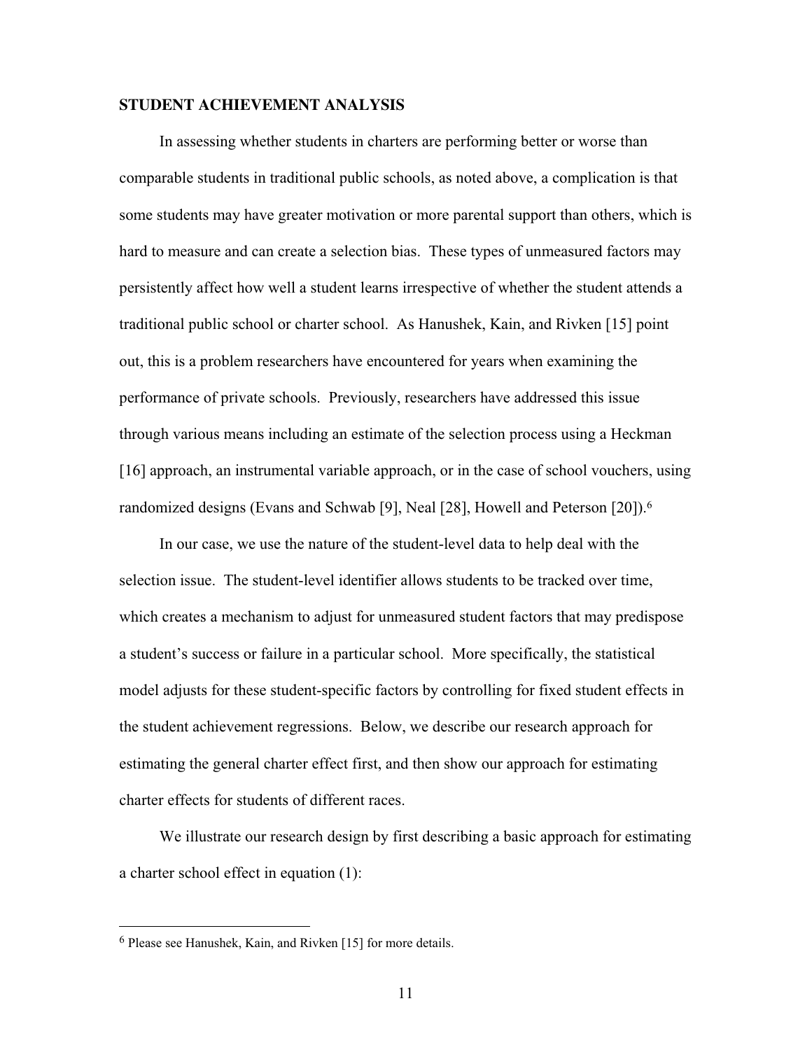## STUDENT ACHIEVEMENT ANALYSIS

In assessing whether students in charters are performing better or worse than comparable students in traditional public schools, as noted above, a complication is that some students may have greater motivation or more parental support than others, which is hard to measure and can create a selection bias. These types of unmeasured factors may persistently affect how well a student learns irrespective of whether the student attends a traditional public school or charter school. As Hanushek, Kain, and Rivken [15] point out, this is a problem researchers have encountered for years when examining the performance of private schools. Previously, researchers have addressed this issue through various means including an estimate of the selection process using a Heckman [16] approach, an instrumental variable approach, or in the case of school vouchers, using randomized designs (Evans and Schwab [9], Neal [28], Howell and Peterson [20]).[6]

In our case, we use the nature of the student-level data to help deal with the selection issue. The student-level identifier allows students to be tracked over time, which creates a mechanism to adjust for unmeasured student factors that may predispose a student's success or failure in a particular school. More specifically, the statistical model adjusts for these student-specific factors by controlling for fixed student effects in the student achievement regressions. Below, we describe our research approach for estimating the general charter effect first, and then show our approach for estimating charter effects for students of different races.

We illustrate our research design by first describing a basic approach for estimating a charter school effect in equation (1):

---

[6] Please see Hanushek, Kain, and Rivken [15] for more details.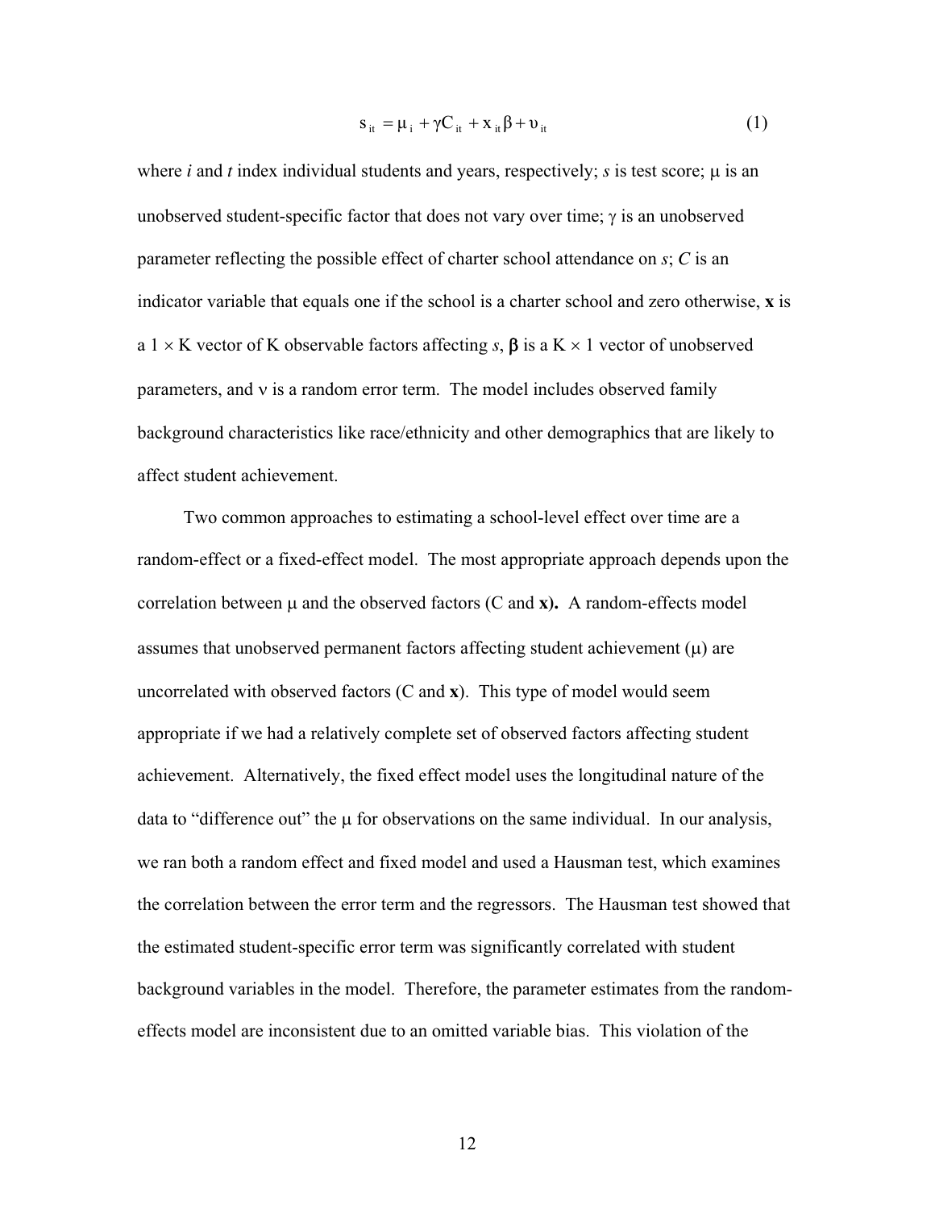$$s_{it} = \mu_i + \gamma C_{it} + x_{it}\beta + \upsilon_{it} \tag{1}$$

where *i* and *t* index individual students and years, respectively; *s* is test score; $\mu$ is an unobserved student-specific factor that does not vary over time; $\gamma$ is an unobserved parameter reflecting the possible effect of charter school attendance on *s*; *C* is an indicator variable that equals one if the school is a charter school and zero otherwise, **x** is a $1 \times K$ vector of K observable factors affecting *s*, $\boldsymbol{\beta}$ is a $K \times 1$ vector of unobserved parameters, and $\nu$ is a random error term. The model includes observed family background characteristics like race/ethnicity and other demographics that are likely to affect student achievement.

Two common approaches to estimating a school-level effect over time are a random-effect or a fixed-effect model. The most appropriate approach depends upon the correlation between $\mu$ and the observed factors (C and **x**). A random-effects model assumes that unobserved permanent factors affecting student achievement ($\mu$) are uncorrelated with observed factors (C and **x**). This type of model would seem appropriate if we had a relatively complete set of observed factors affecting student achievement. Alternatively, the fixed effect model uses the longitudinal nature of the data to "difference out" the $\mu$ for observations on the same individual. In our analysis, we ran both a random effect and fixed model and used a Hausman test, which examines the correlation between the error term and the regressors. The Hausman test showed that the estimated student-specific error term was significantly correlated with student background variables in the model. Therefore, the parameter estimates from the random-effects model are inconsistent due to an omitted variable bias. This violation of the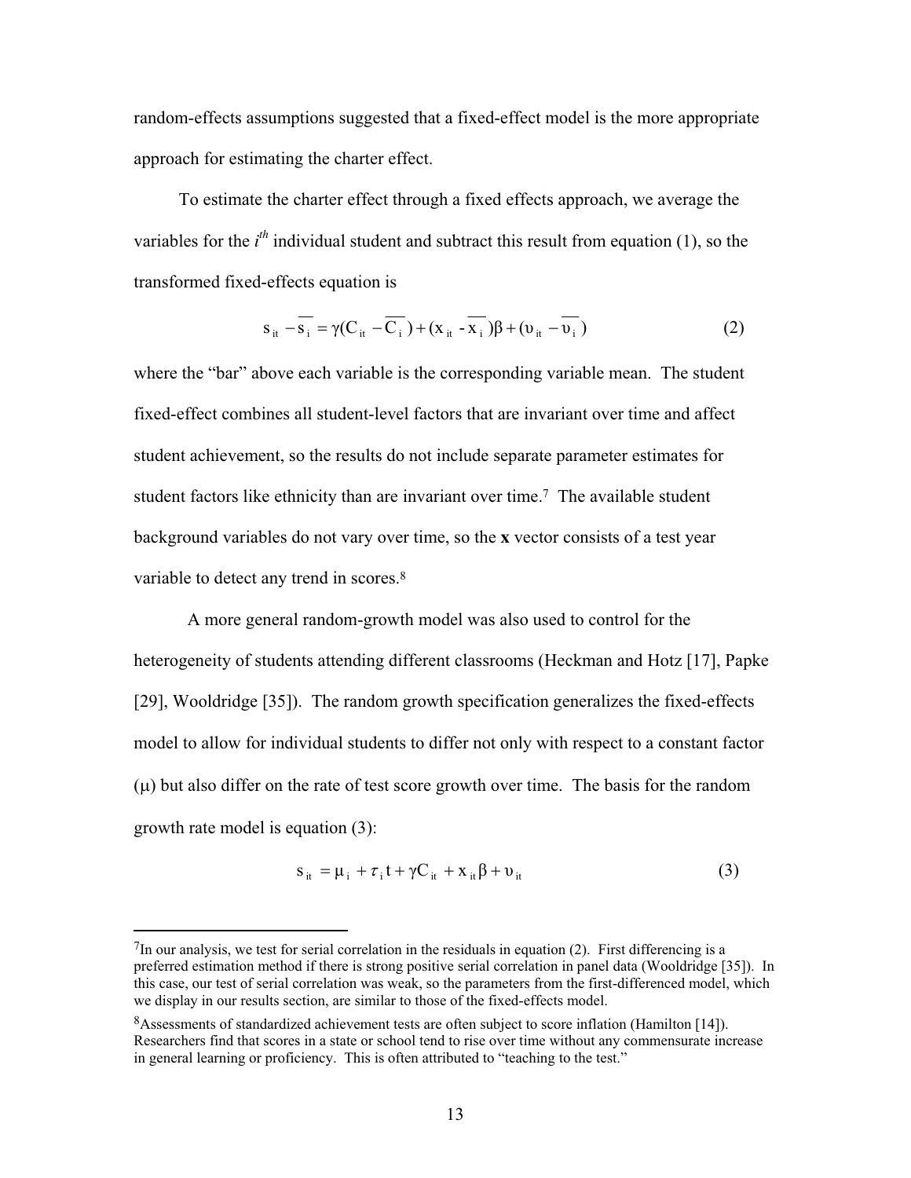random-effects assumptions suggested that a fixed-effect model is the more appropriate approach for estimating the charter effect.

To estimate the charter effect through a fixed effects approach, we average the variables for the $i^{th}$ individual student and subtract this result from equation (1), so the transformed fixed-effects equation is

$$s_{it} - \overline{s_i} = \gamma(C_{it} - \overline{C_i}) + (x_{it} - \overline{x_i})\beta + (\upsilon_{it} - \overline{\upsilon_i}) \tag{2}$$

where the "bar" above each variable is the corresponding variable mean. The student fixed-effect combines all student-level factors that are invariant over time and affect student achievement, so the results do not include separate parameter estimates for student factors like ethnicity than are invariant over time.[7] The available student background variables do not vary over time, so the **x** vector consists of a test year variable to detect any trend in scores.[8]

A more general random-growth model was also used to control for the heterogeneity of students attending different classrooms (Heckman and Hotz [17], Papke [29], Wooldridge [35]). The random growth specification generalizes the fixed-effects model to allow for individual students to differ not only with respect to a constant factor ($\mu$) but also differ on the rate of test score growth over time. The basis for the random growth rate model is equation (3):

$$s_{it} = \mu_i + \tau_i t + \gamma C_{it} + x_{it}\beta + \upsilon_{it} \tag{3}$$

---

[7]In our analysis, we test for serial correlation in the residuals in equation (2). First differencing is a preferred estimation method if there is strong positive serial correlation in panel data (Wooldridge [35]). In this case, our test of serial correlation was weak, so the parameters from the first-differenced model, which we display in our results section, are similar to those of the fixed-effects model.

[8]Assessments of standardized achievement tests are often subject to score inflation (Hamilton [14]). Researchers find that scores in a state or school tend to rise over time without any commensurate increase in general learning or proficiency. This is often attributed to "teaching to the test."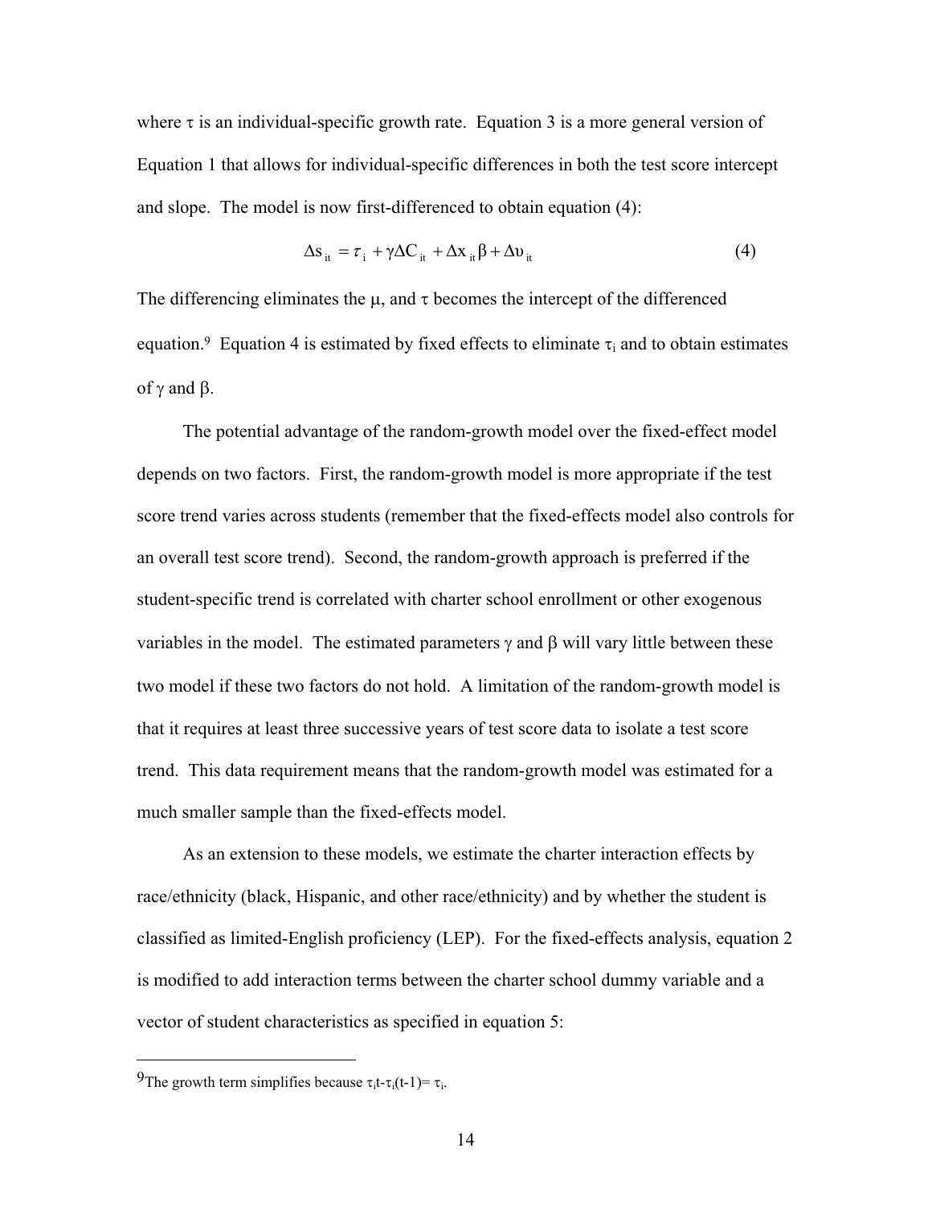where $\tau$ is an individual-specific growth rate. Equation 3 is a more general version of Equation 1 that allows for individual-specific differences in both the test score intercept and slope. The model is now first-differenced to obtain equation (4):

$$\Delta s_{it} = \tau_i + \gamma \Delta C_{it} + \Delta x_{it}\beta + \Delta \upsilon_{it} \qquad (4)$$

The differencing eliminates the $\mu$, and $\tau$ becomes the intercept of the differenced equation.[9] Equation 4 is estimated by fixed effects to eliminate $\tau_i$ and to obtain estimates of $\gamma$ and $\beta$.

The potential advantage of the random-growth model over the fixed-effect model depends on two factors. First, the random-growth model is more appropriate if the test score trend varies across students (remember that the fixed-effects model also controls for an overall test score trend). Second, the random-growth approach is preferred if the student-specific trend is correlated with charter school enrollment or other exogenous variables in the model. The estimated parameters $\gamma$ and $\beta$ will vary little between these two model if these two factors do not hold. A limitation of the random-growth model is that it requires at least three successive years of test score data to isolate a test score trend. This data requirement means that the random-growth model was estimated for a much smaller sample than the fixed-effects model.

As an extension to these models, we estimate the charter interaction effects by race/ethnicity (black, Hispanic, and other race/ethnicity) and by whether the student is classified as limited-English proficiency (LEP). For the fixed-effects analysis, equation 2 is modified to add interaction terms between the charter school dummy variable and a vector of student characteristics as specified in equation 5:

---

[9] The growth term simplifies because $\tau_i t - \tau_i(t-1) = \tau_i$.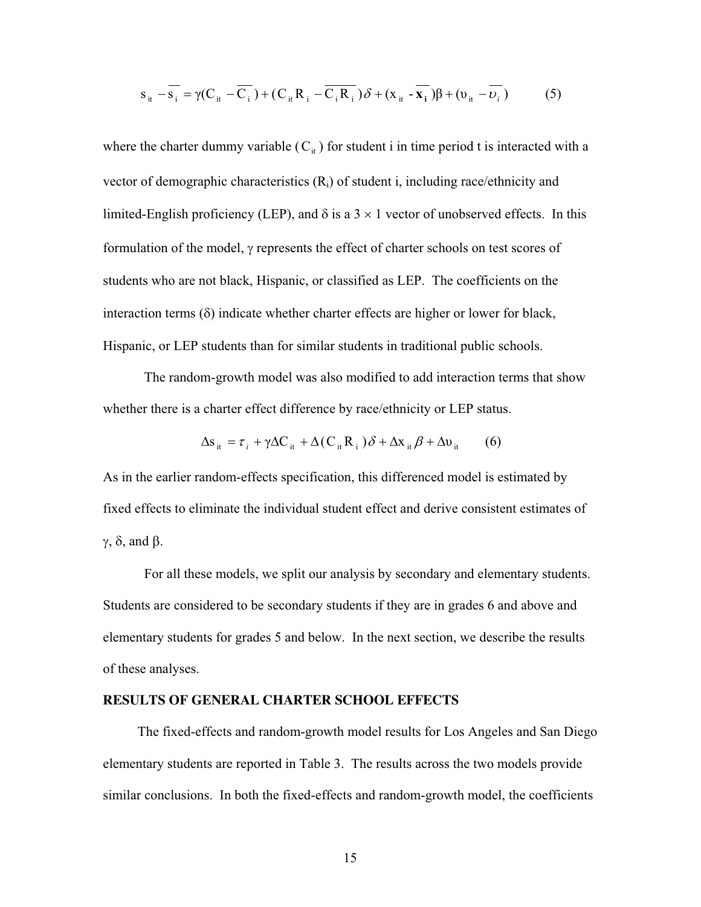$$s_{it} - \overline{s_i} = \gamma(C_{it} - \overline{C_i}) + (C_{it}R_i - \overline{C_i R_i})\delta + (x_{it} - \overline{\mathbf{x_i}})\beta + (\upsilon_{it} - \overline{\upsilon_i}) \qquad (5)$$

where the charter dummy variable ($C_{it}$) for student i in time period t is interacted with a vector of demographic characteristics ($R_i$) of student i, including race/ethnicity and limited-English proficiency (LEP), and δ is a 3 × 1 vector of unobserved effects. In this formulation of the model, γ represents the effect of charter schools on test scores of students who are not black, Hispanic, or classified as LEP. The coefficients on the interaction terms (δ) indicate whether charter effects are higher or lower for black, Hispanic, or LEP students than for similar students in traditional public schools.

The random-growth model was also modified to add interaction terms that show whether there is a charter effect difference by race/ethnicity or LEP status.

$$\Delta s_{it} = \tau_i + \gamma\Delta C_{it} + \Delta(C_{it}R_i)\delta + \Delta x_{it}\beta + \Delta\upsilon_{it} \qquad (6)$$

As in the earlier random-effects specification, this differenced model is estimated by fixed effects to eliminate the individual student effect and derive consistent estimates of γ, δ, and β.

For all these models, we split our analysis by secondary and elementary students. Students are considered to be secondary students if they are in grades 6 and above and elementary students for grades 5 and below. In the next section, we describe the results of these analyses.

## RESULTS OF GENERAL CHARTER SCHOOL EFFECTS

The fixed-effects and random-growth model results for Los Angeles and San Diego elementary students are reported in Table 3. The results across the two models provide similar conclusions. In both the fixed-effects and random-growth model, the coefficients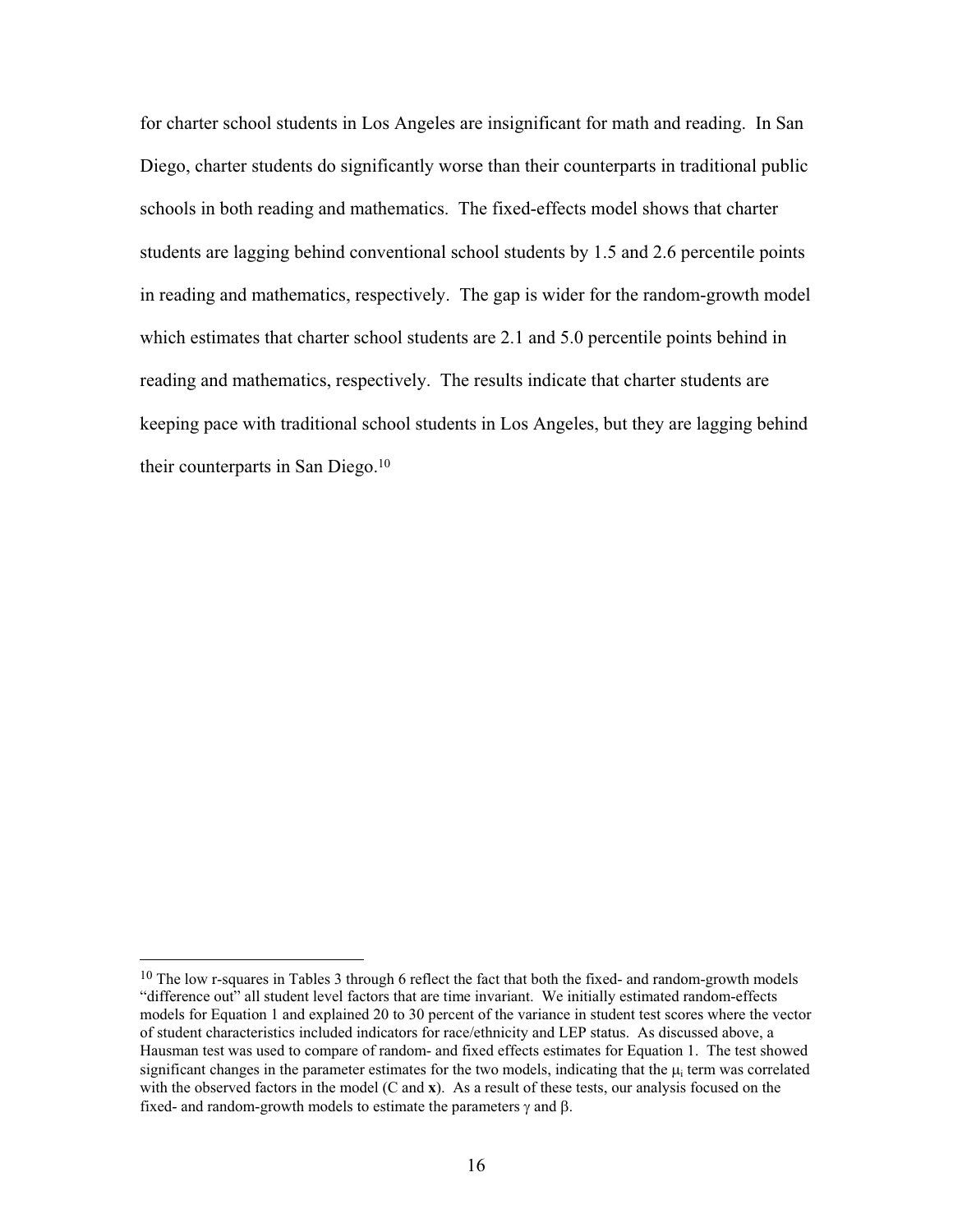for charter school students in Los Angeles are insignificant for math and reading. In San Diego, charter students do significantly worse than their counterparts in traditional public schools in both reading and mathematics. The fixed-effects model shows that charter students are lagging behind conventional school students by 1.5 and 2.6 percentile points in reading and mathematics, respectively. The gap is wider for the random-growth model which estimates that charter school students are 2.1 and 5.0 percentile points behind in reading and mathematics, respectively. The results indicate that charter students are keeping pace with traditional school students in Los Angeles, but they are lagging behind their counterparts in San Diego.[10]

---

[10] The low r-squares in Tables 3 through 6 reflect the fact that both the fixed- and random-growth models "difference out" all student level factors that are time invariant. We initially estimated random-effects models for Equation 1 and explained 20 to 30 percent of the variance in student test scores where the vector of student characteristics included indicators for race/ethnicity and LEP status. As discussed above, a Hausman test was used to compare of random- and fixed effects estimates for Equation 1. The test showed significant changes in the parameter estimates for the two models, indicating that the $\mu_i$ term was correlated with the observed factors in the model (C and **x**). As a result of these tests, our analysis focused on the fixed- and random-growth models to estimate the parameters $\gamma$ and $\beta$.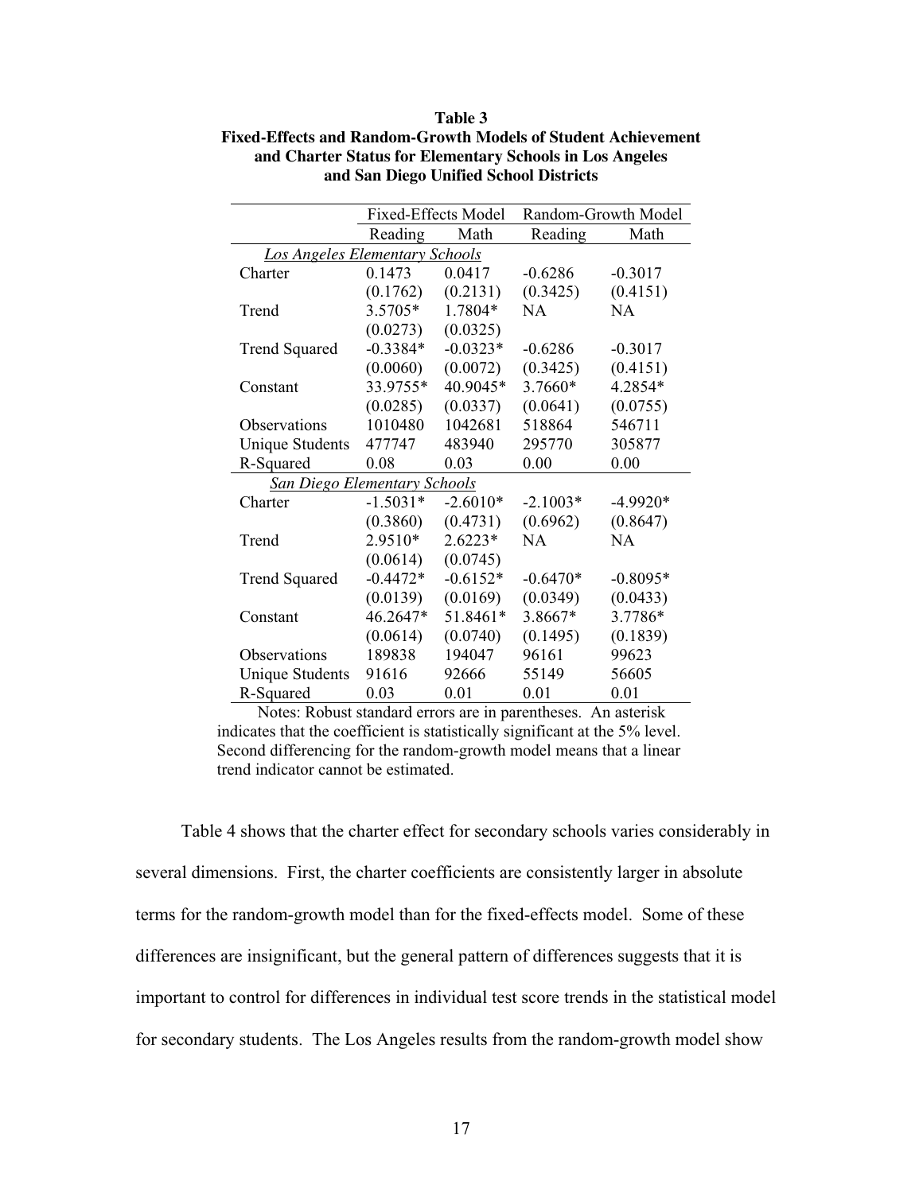**Table 3**
**Fixed-Effects and Random-Growth Models of Student Achievement and Charter Status for Elementary Schools in Los Angeles and San Diego Unified School Districts**

| | Fixed-Effects Model | | Random-Growth Model | |
|---|---|---|---|---|
| | Reading | Math | Reading | Math |
| *Los Angeles Elementary Schools* | | | | |
| Charter | 0.1473 | 0.0417 | -0.6286 | -0.3017 |
| | (0.1762) | (0.2131) | (0.3425) | (0.4151) |
| Trend | 3.5705* | 1.7804* | NA | NA |
| | (0.0273) | (0.0325) | | |
| Trend Squared | -0.3384* | -0.0323* | -0.6286 | -0.3017 |
| | (0.0060) | (0.0072) | (0.3425) | (0.4151) |
| Constant | 33.9755* | 40.9045* | 3.7660* | 4.2854* |
| | (0.0285) | (0.0337) | (0.0641) | (0.0755) |
| Observations | 1010480 | 1042681 | 518864 | 546711 |
| Unique Students | 477747 | 483940 | 295770 | 305877 |
| R-Squared | 0.08 | 0.03 | 0.00 | 0.00 |
| *San Diego Elementary Schools* | | | | |
| Charter | -1.5031* | -2.6010* | -2.1003* | -4.9920* |
| | (0.3860) | (0.4731) | (0.6962) | (0.8647) |
| Trend | 2.9510* | 2.6223* | NA | NA |
| | (0.0614) | (0.0745) | | |
| Trend Squared | -0.4472* | -0.6152* | -0.6470* | -0.8095* |
| | (0.0139) | (0.0169) | (0.0349) | (0.0433) |
| Constant | 46.2647* | 51.8461* | 3.8667* | 3.7786* |
| | (0.0614) | (0.0740) | (0.1495) | (0.1839) |
| Observations | 189838 | 194047 | 96161 | 99623 |
| Unique Students | 91616 | 92666 | 55149 | 56605 |
| R-Squared | 0.03 | 0.01 | 0.01 | 0.01 |

Notes: Robust standard errors are in parentheses. An asterisk indicates that the coefficient is statistically significant at the 5% level. Second differencing for the random-growth model means that a linear trend indicator cannot be estimated.

Table 4 shows that the charter effect for secondary schools varies considerably in several dimensions. First, the charter coefficients are consistently larger in absolute terms for the random-growth model than for the fixed-effects model. Some of these differences are insignificant, but the general pattern of differences suggests that it is important to control for differences in individual test score trends in the statistical model for secondary students. The Los Angeles results from the random-growth model show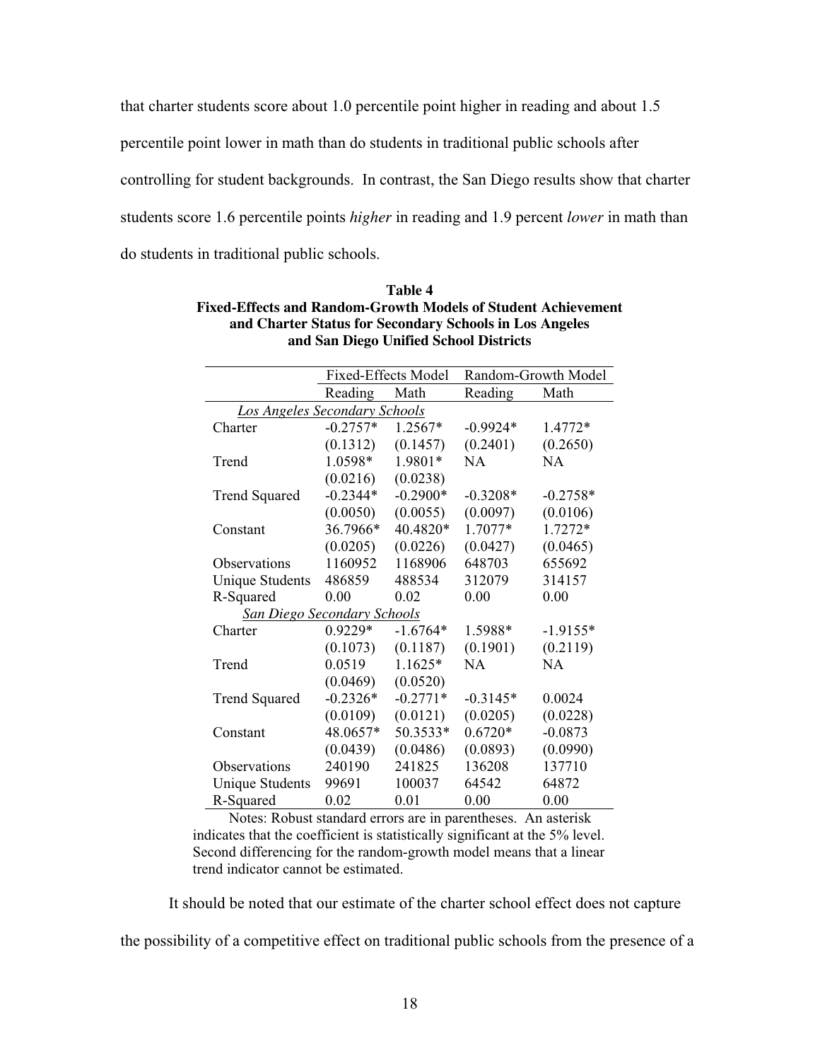that charter students score about 1.0 percentile point higher in reading and about 1.5 percentile point lower in math than do students in traditional public schools after controlling for student backgrounds. In contrast, the San Diego results show that charter students score 1.6 percentile points *higher* in reading and 1.9 percent *lower* in math than do students in traditional public schools.

**Table 4**
**Fixed-Effects and Random-Growth Models of Student Achievement and Charter Status for Secondary Schools in Los Angeles and San Diego Unified School Districts**

| | Fixed-Effects Model | | Random-Growth Model | |
|---|---|---|---|---|
| | Reading | Math | Reading | Math |
| *Los Angeles Secondary Schools* | | | | |
| Charter | -0.2757* | 1.2567* | -0.9924* | 1.4772* |
| | (0.1312) | (0.1457) | (0.2401) | (0.2650) |
| Trend | 1.0598* | 1.9801* | NA | NA |
| | (0.0216) | (0.0238) | | |
| Trend Squared | -0.2344* | -0.2900* | -0.3208* | -0.2758* |
| | (0.0050) | (0.0055) | (0.0097) | (0.0106) |
| Constant | 36.7966* | 40.4820* | 1.7077* | 1.7272* |
| | (0.0205) | (0.0226) | (0.0427) | (0.0465) |
| Observations | 1160952 | 1168906 | 648703 | 655692 |
| Unique Students | 486859 | 488534 | 312079 | 314157 |
| R-Squared | 0.00 | 0.02 | 0.00 | 0.00 |
| *San Diego Secondary Schools* | | | | |
| Charter | 0.9229* | -1.6764* | 1.5988* | -1.9155* |
| | (0.1073) | (0.1187) | (0.1901) | (0.2119) |
| Trend | 0.0519 | 1.1625* | NA | NA |
| | (0.0469) | (0.0520) | | |
| Trend Squared | -0.2326* | -0.2771* | -0.3145* | 0.0024 |
| | (0.0109) | (0.0121) | (0.0205) | (0.0228) |
| Constant | 48.0657* | 50.3533* | 0.6720* | -0.0873 |
| | (0.0439) | (0.0486) | (0.0893) | (0.0990) |
| Observations | 240190 | 241825 | 136208 | 137710 |
| Unique Students | 99691 | 100037 | 64542 | 64872 |
| R-Squared | 0.02 | 0.01 | 0.00 | 0.00 |

Notes: Robust standard errors are in parentheses. An asterisk indicates that the coefficient is statistically significant at the 5% level. Second differencing for the random-growth model means that a linear trend indicator cannot be estimated.

It should be noted that our estimate of the charter school effect does not capture the possibility of a competitive effect on traditional public schools from the presence of a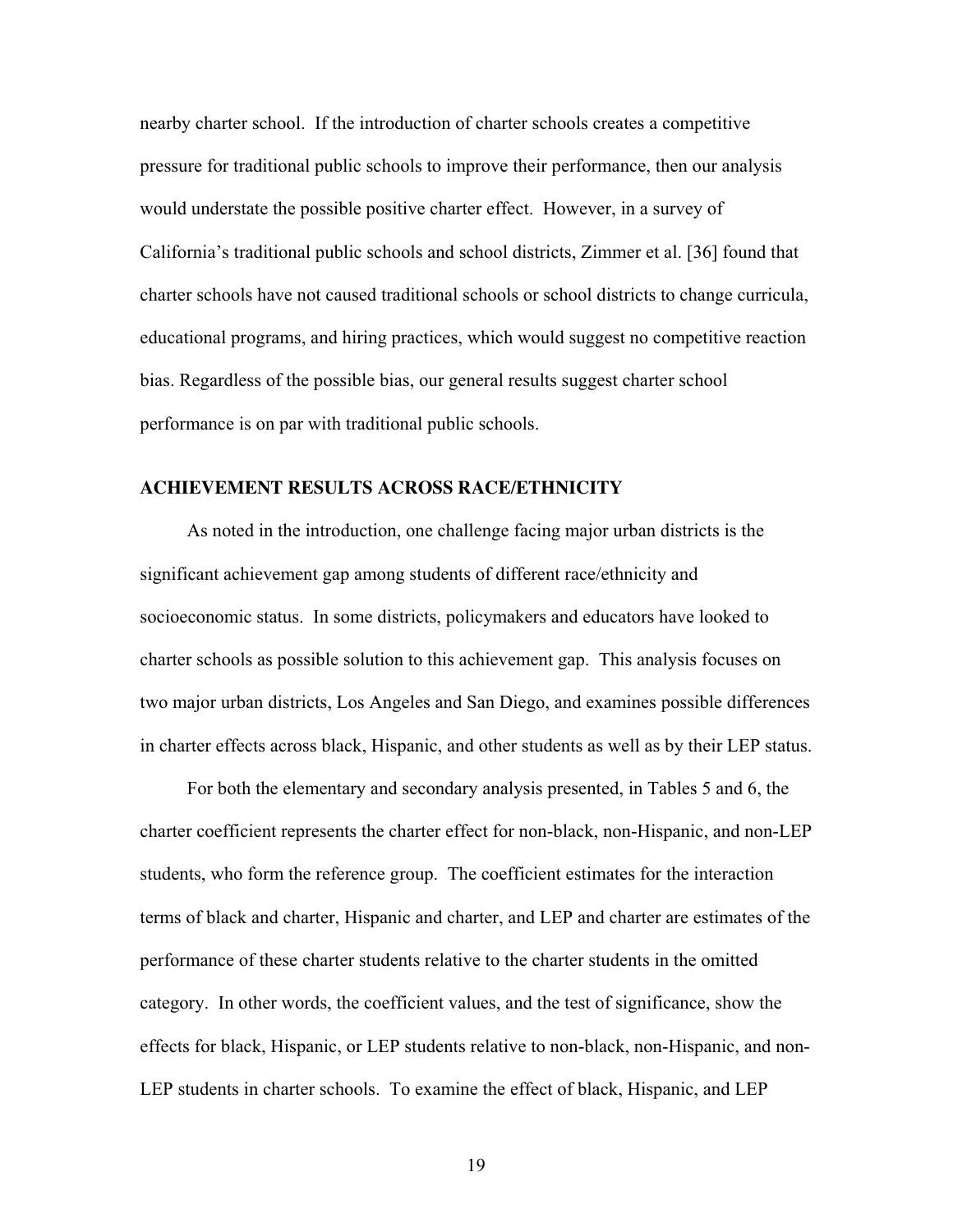nearby charter school. If the introduction of charter schools creates a competitive pressure for traditional public schools to improve their performance, then our analysis would understate the possible positive charter effect. However, in a survey of California's traditional public schools and school districts, Zimmer et al. [36] found that charter schools have not caused traditional schools or school districts to change curricula, educational programs, and hiring practices, which would suggest no competitive reaction bias. Regardless of the possible bias, our general results suggest charter school performance is on par with traditional public schools.

## ACHIEVEMENT RESULTS ACROSS RACE/ETHNICITY

As noted in the introduction, one challenge facing major urban districts is the significant achievement gap among students of different race/ethnicity and socioeconomic status. In some districts, policymakers and educators have looked to charter schools as possible solution to this achievement gap. This analysis focuses on two major urban districts, Los Angeles and San Diego, and examines possible differences in charter effects across black, Hispanic, and other students as well as by their LEP status.

For both the elementary and secondary analysis presented, in Tables 5 and 6, the charter coefficient represents the charter effect for non-black, non-Hispanic, and non-LEP students, who form the reference group. The coefficient estimates for the interaction terms of black and charter, Hispanic and charter, and LEP and charter are estimates of the performance of these charter students relative to the charter students in the omitted category. In other words, the coefficient values, and the test of significance, show the effects for black, Hispanic, or LEP students relative to non-black, non-Hispanic, and non-LEP students in charter schools. To examine the effect of black, Hispanic, and LEP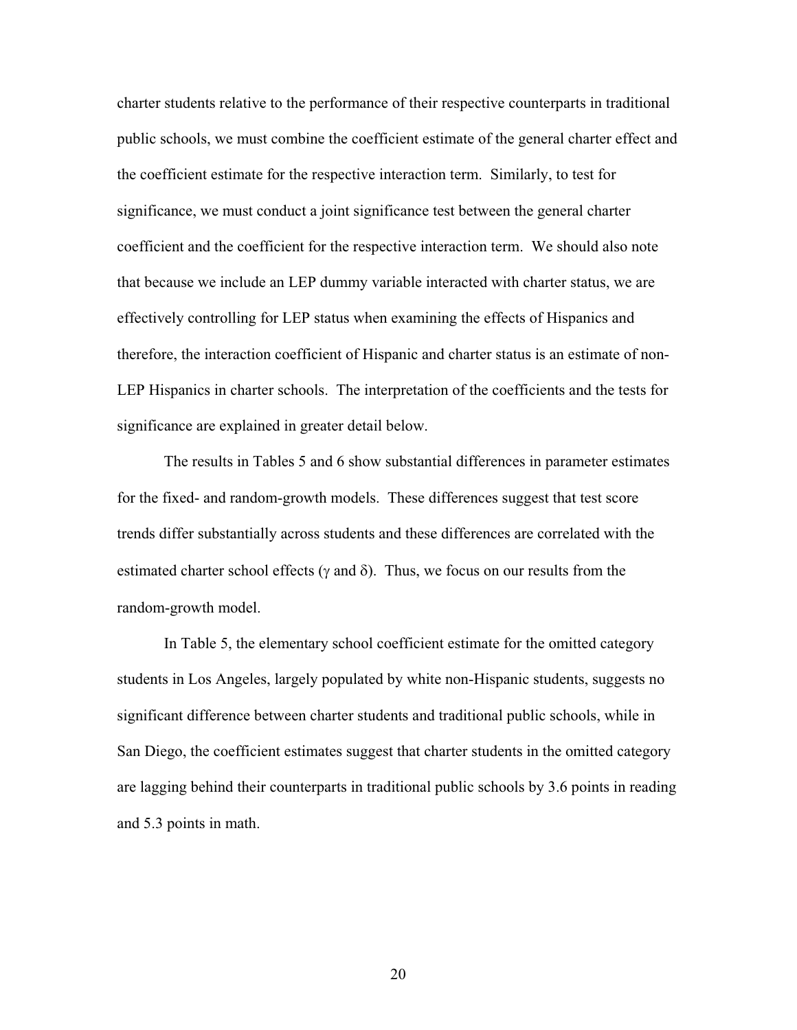charter students relative to the performance of their respective counterparts in traditional public schools, we must combine the coefficient estimate of the general charter effect and the coefficient estimate for the respective interaction term. Similarly, to test for significance, we must conduct a joint significance test between the general charter coefficient and the coefficient for the respective interaction term. We should also note that because we include an LEP dummy variable interacted with charter status, we are effectively controlling for LEP status when examining the effects of Hispanics and therefore, the interaction coefficient of Hispanic and charter status is an estimate of non-LEP Hispanics in charter schools. The interpretation of the coefficients and the tests for significance are explained in greater detail below.

The results in Tables 5 and 6 show substantial differences in parameter estimates for the fixed- and random-growth models. These differences suggest that test score trends differ substantially across students and these differences are correlated with the estimated charter school effects ($\gamma$ and $\delta$). Thus, we focus on our results from the random-growth model.

In Table 5, the elementary school coefficient estimate for the omitted category students in Los Angeles, largely populated by white non-Hispanic students, suggests no significant difference between charter students and traditional public schools, while in San Diego, the coefficient estimates suggest that charter students in the omitted category are lagging behind their counterparts in traditional public schools by 3.6 points in reading and 5.3 points in math.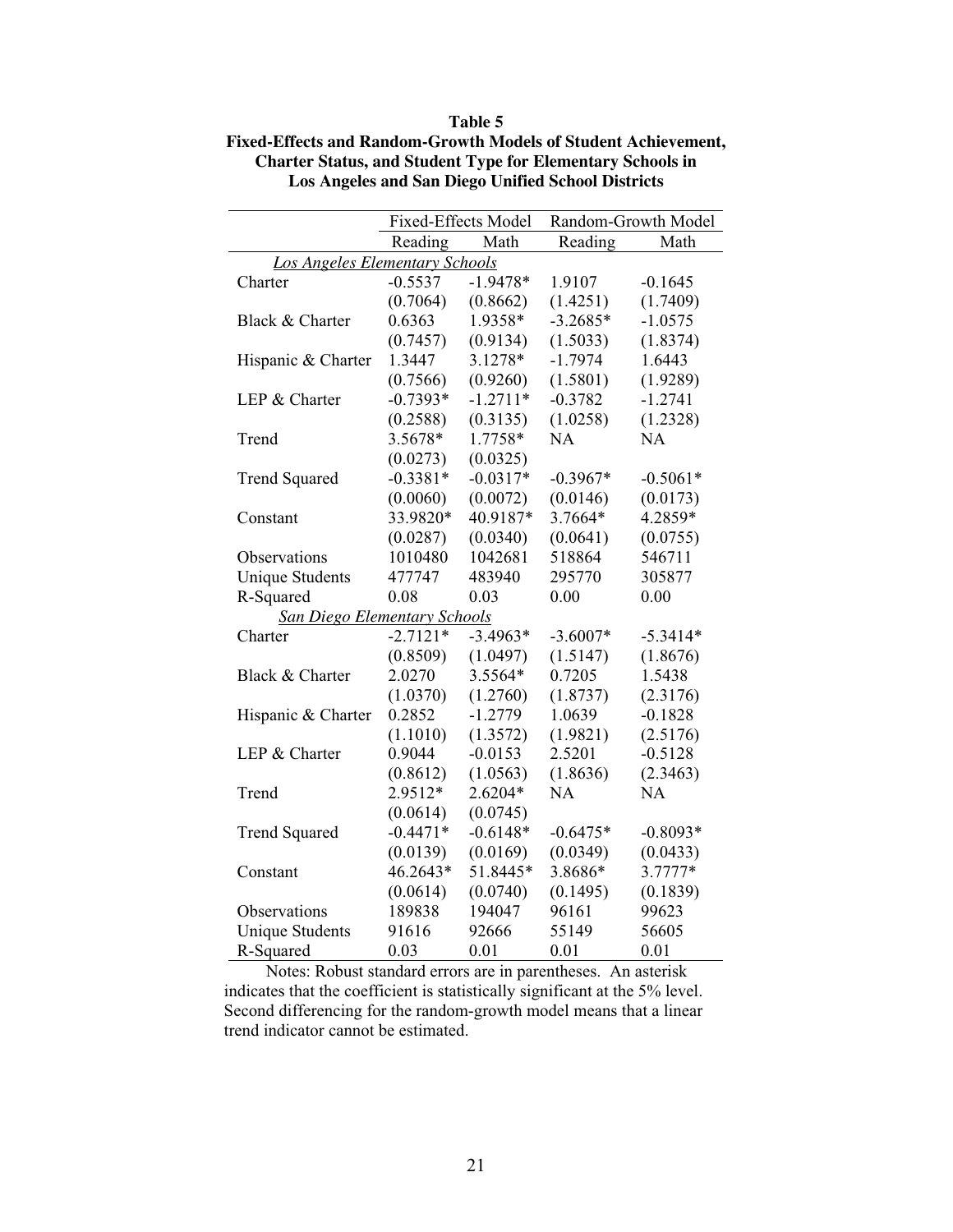**Table 5**
**Fixed-Effects and Random-Growth Models of Student Achievement, Charter Status, and Student Type for Elementary Schools in Los Angeles and San Diego Unified School Districts**

| | Fixed-Effects Model | | Random-Growth Model | |
|---|---|---|---|---|
| | Reading | Math | Reading | Math |
| *Los Angeles Elementary Schools* | | | | |
| Charter | -0.5537 | -1.9478* | 1.9107 | -0.1645 |
| | (0.7064) | (0.8662) | (1.4251) | (1.7409) |
| Black & Charter | 0.6363 | 1.9358* | -3.2685* | -1.0575 |
| | (0.7457) | (0.9134) | (1.5033) | (1.8374) |
| Hispanic & Charter | 1.3447 | 3.1278* | -1.7974 | 1.6443 |
| | (0.7566) | (0.9260) | (1.5801) | (1.9289) |
| LEP & Charter | -0.7393* | -1.2711* | -0.3782 | -1.2741 |
| | (0.2588) | (0.3135) | (1.0258) | (1.2328) |
| Trend | 3.5678* | 1.7758* | NA | NA |
| | (0.0273) | (0.0325) | | |
| Trend Squared | -0.3381* | -0.0317* | -0.3967* | -0.5061* |
| | (0.0060) | (0.0072) | (0.0146) | (0.0173) |
| Constant | 33.9820* | 40.9187* | 3.7664* | 4.2859* |
| | (0.0287) | (0.0340) | (0.0641) | (0.0755) |
| Observations | 1010480 | 1042681 | 518864 | 546711 |
| Unique Students | 477747 | 483940 | 295770 | 305877 |
| R-Squared | 0.08 | 0.03 | 0.00 | 0.00 |
| *San Diego Elementary Schools* | | | | |
| Charter | -2.7121* | -3.4963* | -3.6007* | -5.3414* |
| | (0.8509) | (1.0497) | (1.5147) | (1.8676) |
| Black & Charter | 2.0270 | 3.5564* | 0.7205 | 1.5438 |
| | (1.0370) | (1.2760) | (1.8737) | (2.3176) |
| Hispanic & Charter | 0.2852 | -1.2779 | 1.0639 | -0.1828 |
| | (1.1010) | (1.3572) | (1.9821) | (2.5176) |
| LEP & Charter | 0.9044 | -0.0153 | 2.5201 | -0.5128 |
| | (0.8612) | (1.0563) | (1.8636) | (2.3463) |
| Trend | 2.9512* | 2.6204* | NA | NA |
| | (0.0614) | (0.0745) | | |
| Trend Squared | -0.4471* | -0.6148* | -0.6475* | -0.8093* |
| | (0.0139) | (0.0169) | (0.0349) | (0.0433) |
| Constant | 46.2643* | 51.8445* | 3.8686* | 3.7777* |
| | (0.0614) | (0.0740) | (0.1495) | (0.1839) |
| Observations | 189838 | 194047 | 96161 | 99623 |
| Unique Students | 91616 | 92666 | 55149 | 56605 |
| R-Squared | 0.03 | 0.01 | 0.01 | 0.01 |

Notes: Robust standard errors are in parentheses. An asterisk indicates that the coefficient is statistically significant at the 5% level. Second differencing for the random-growth model means that a linear trend indicator cannot be estimated.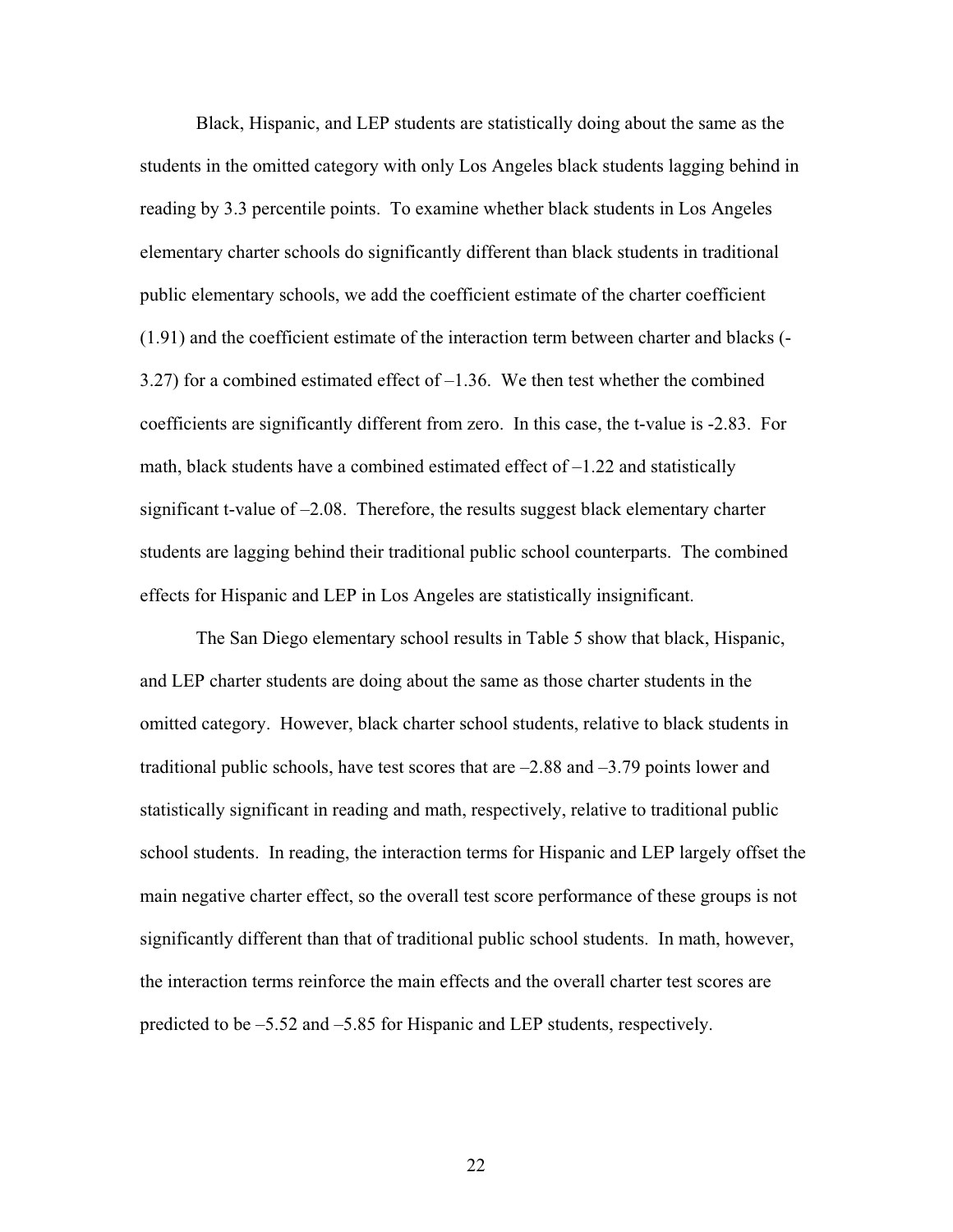Black, Hispanic, and LEP students are statistically doing about the same as the students in the omitted category with only Los Angeles black students lagging behind in reading by 3.3 percentile points. To examine whether black students in Los Angeles elementary charter schools do significantly different than black students in traditional public elementary schools, we add the coefficient estimate of the charter coefficient (1.91) and the coefficient estimate of the interaction term between charter and blacks (-3.27) for a combined estimated effect of –1.36. We then test whether the combined coefficients are significantly different from zero. In this case, the t-value is -2.83. For math, black students have a combined estimated effect of –1.22 and statistically significant t-value of –2.08. Therefore, the results suggest black elementary charter students are lagging behind their traditional public school counterparts. The combined effects for Hispanic and LEP in Los Angeles are statistically insignificant.

The San Diego elementary school results in Table 5 show that black, Hispanic, and LEP charter students are doing about the same as those charter students in the omitted category. However, black charter school students, relative to black students in traditional public schools, have test scores that are –2.88 and –3.79 points lower and statistically significant in reading and math, respectively, relative to traditional public school students. In reading, the interaction terms for Hispanic and LEP largely offset the main negative charter effect, so the overall test score performance of these groups is not significantly different than that of traditional public school students. In math, however, the interaction terms reinforce the main effects and the overall charter test scores are predicted to be –5.52 and –5.85 for Hispanic and LEP students, respectively.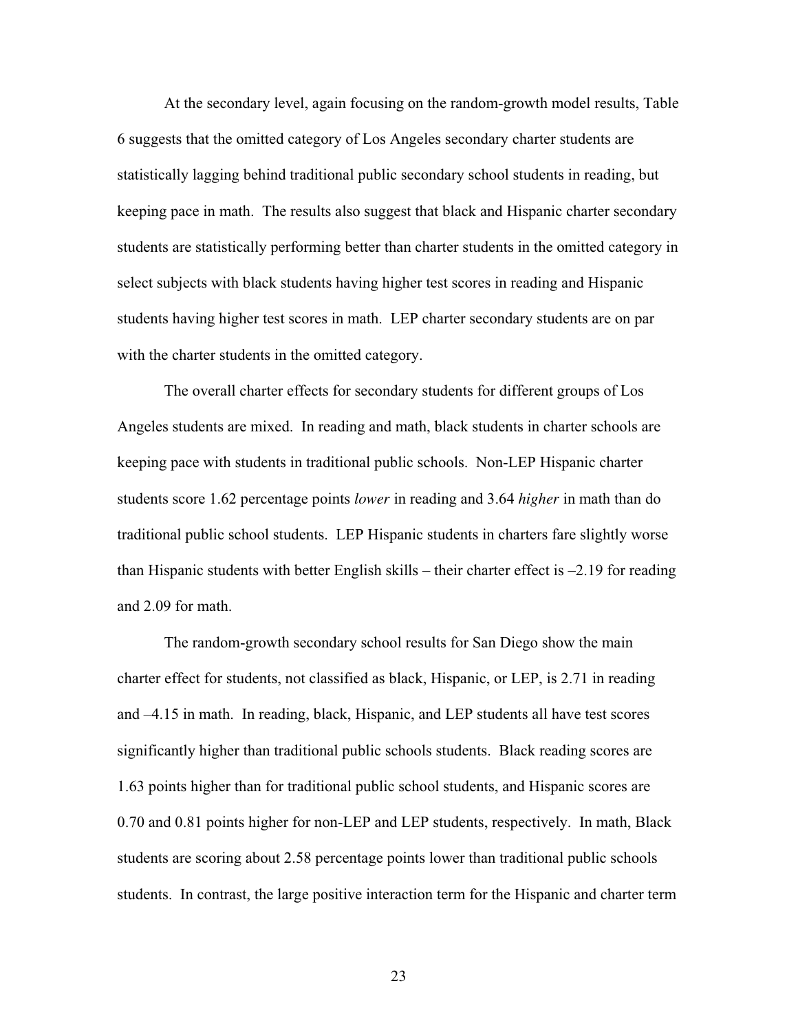At the secondary level, again focusing on the random-growth model results, Table 6 suggests that the omitted category of Los Angeles secondary charter students are statistically lagging behind traditional public secondary school students in reading, but keeping pace in math. The results also suggest that black and Hispanic charter secondary students are statistically performing better than charter students in the omitted category in select subjects with black students having higher test scores in reading and Hispanic students having higher test scores in math. LEP charter secondary students are on par with the charter students in the omitted category.

The overall charter effects for secondary students for different groups of Los Angeles students are mixed. In reading and math, black students in charter schools are keeping pace with students in traditional public schools. Non-LEP Hispanic charter students score 1.62 percentage points *lower* in reading and 3.64 *higher* in math than do traditional public school students. LEP Hispanic students in charters fare slightly worse than Hispanic students with better English skills – their charter effect is –2.19 for reading and 2.09 for math.

The random-growth secondary school results for San Diego show the main charter effect for students, not classified as black, Hispanic, or LEP, is 2.71 in reading and –4.15 in math. In reading, black, Hispanic, and LEP students all have test scores significantly higher than traditional public schools students. Black reading scores are 1.63 points higher than for traditional public school students, and Hispanic scores are 0.70 and 0.81 points higher for non-LEP and LEP students, respectively. In math, Black students are scoring about 2.58 percentage points lower than traditional public schools students. In contrast, the large positive interaction term for the Hispanic and charter term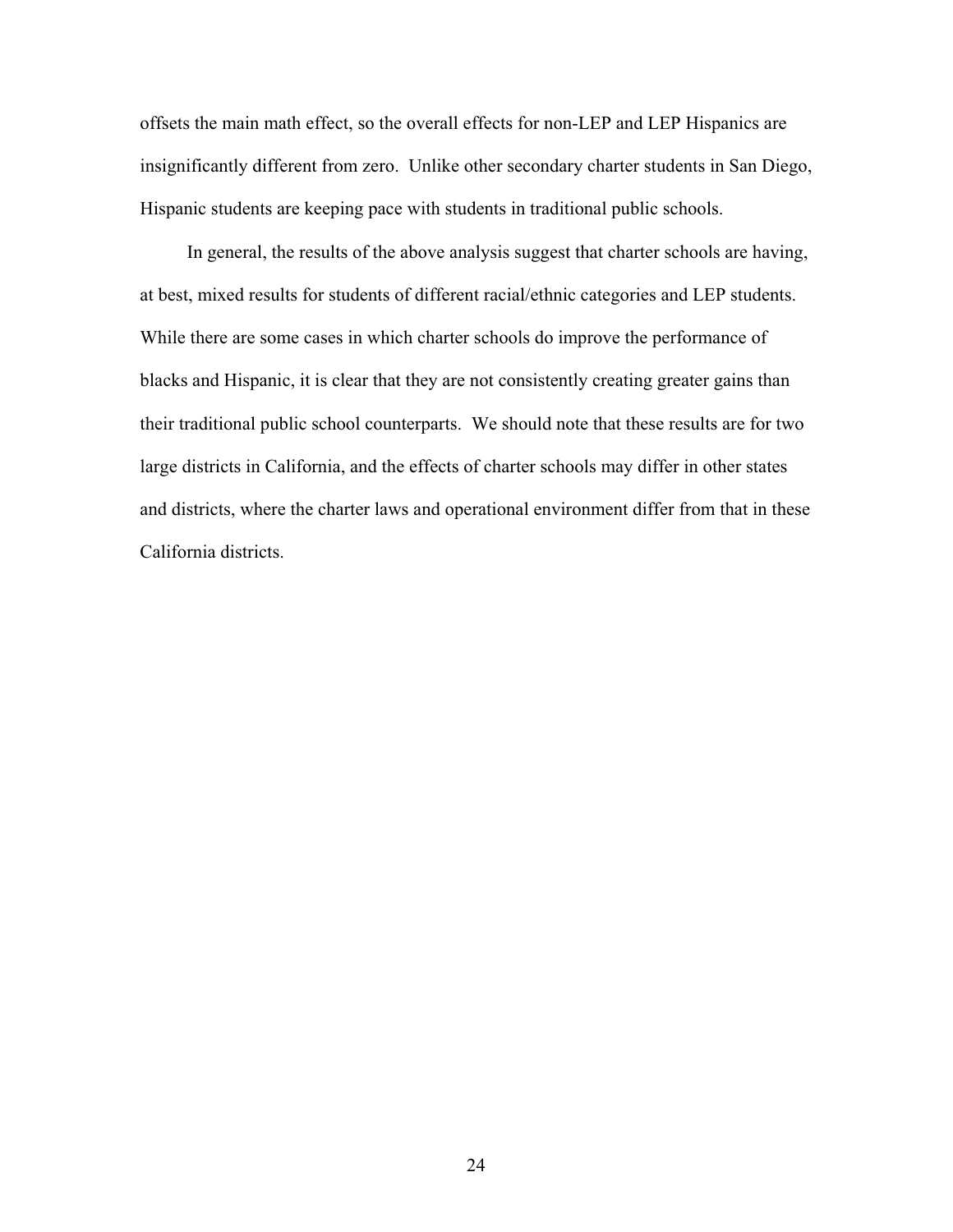offsets the main math effect, so the overall effects for non-LEP and LEP Hispanics are insignificantly different from zero. Unlike other secondary charter students in San Diego, Hispanic students are keeping pace with students in traditional public schools.

In general, the results of the above analysis suggest that charter schools are having, at best, mixed results for students of different racial/ethnic categories and LEP students. While there are some cases in which charter schools do improve the performance of blacks and Hispanic, it is clear that they are not consistently creating greater gains than their traditional public school counterparts. We should note that these results are for two large districts in California, and the effects of charter schools may differ in other states and districts, where the charter laws and operational environment differ from that in these California districts.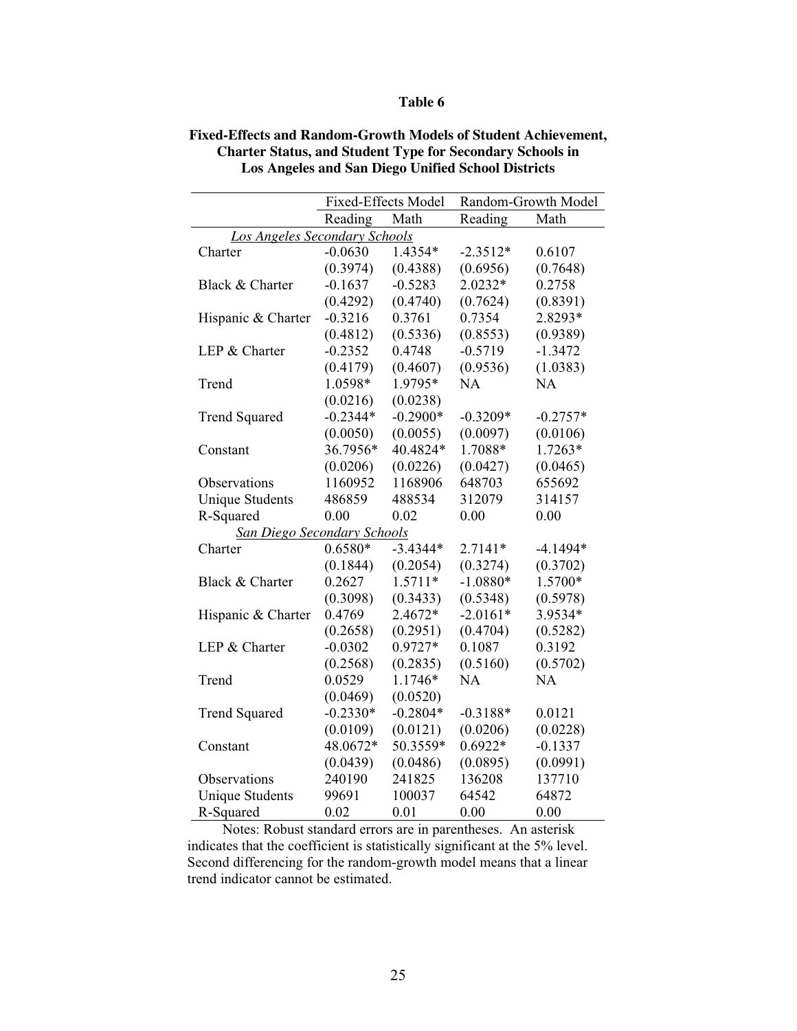**Table 6**

**Fixed-Effects and Random-Growth Models of Student Achievement, Charter Status, and Student Type for Secondary Schools in Los Angeles and San Diego Unified School Districts**

| | Fixed-Effects Model | | Random-Growth Model | |
|---|---|---|---|---|
| | Reading | Math | Reading | Math |
| *Los Angeles Secondary Schools* | | | | |
| Charter | -0.0630 | 1.4354* | -2.3512* | 0.6107 |
| | (0.3974) | (0.4388) | (0.6956) | (0.7648) |
| Black & Charter | -0.1637 | -0.5283 | 2.0232* | 0.2758 |
| | (0.4292) | (0.4740) | (0.7624) | (0.8391) |
| Hispanic & Charter | -0.3216 | 0.3761 | 0.7354 | 2.8293* |
| | (0.4812) | (0.5336) | (0.8553) | (0.9389) |
| LEP & Charter | -0.2352 | 0.4748 | -0.5719 | -1.3472 |
| | (0.4179) | (0.4607) | (0.9536) | (1.0383) |
| Trend | 1.0598* | 1.9795* | NA | NA |
| | (0.0216) | (0.0238) | | |
| Trend Squared | -0.2344* | -0.2900* | -0.3209* | -0.2757* |
| | (0.0050) | (0.0055) | (0.0097) | (0.0106) |
| Constant | 36.7956* | 40.4824* | 1.7088* | 1.7263* |
| | (0.0206) | (0.0226) | (0.0427) | (0.0465) |
| Observations | 1160952 | 1168906 | 648703 | 655692 |
| Unique Students | 486859 | 488534 | 312079 | 314157 |
| R-Squared | 0.00 | 0.02 | 0.00 | 0.00 |
| *San Diego Secondary Schools* | | | | |
| Charter | 0.6580* | -3.4344* | 2.7141* | -4.1494* |
| | (0.1844) | (0.2054) | (0.3274) | (0.3702) |
| Black & Charter | 0.2627 | 1.5711* | -1.0880* | 1.5700* |
| | (0.3098) | (0.3433) | (0.5348) | (0.5978) |
| Hispanic & Charter | 0.4769 | 2.4672* | -2.0161* | 3.9534* |
| | (0.2658) | (0.2951) | (0.4704) | (0.5282) |
| LEP & Charter | -0.0302 | 0.9727* | 0.1087 | 0.3192 |
| | (0.2568) | (0.2835) | (0.5160) | (0.5702) |
| Trend | 0.0529 | 1.1746* | NA | NA |
| | (0.0469) | (0.0520) | | |
| Trend Squared | -0.2330* | -0.2804* | -0.3188* | 0.0121 |
| | (0.0109) | (0.0121) | (0.0206) | (0.0228) |
| Constant | 48.0672* | 50.3559* | 0.6922* | -0.1337 |
| | (0.0439) | (0.0486) | (0.0895) | (0.0991) |
| Observations | 240190 | 241825 | 136208 | 137710 |
| Unique Students | 99691 | 100037 | 64542 | 64872 |
| R-Squared | 0.02 | 0.01 | 0.00 | 0.00 |

Notes: Robust standard errors are in parentheses. An asterisk indicates that the coefficient is statistically significant at the 5% level. Second differencing for the random-growth model means that a linear trend indicator cannot be estimated.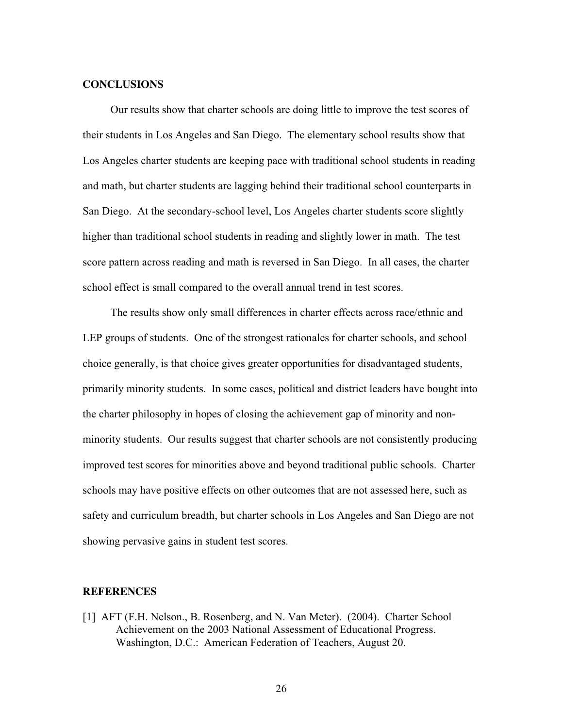## CONCLUSIONS

Our results show that charter schools are doing little to improve the test scores of their students in Los Angeles and San Diego. The elementary school results show that Los Angeles charter students are keeping pace with traditional school students in reading and math, but charter students are lagging behind their traditional school counterparts in San Diego. At the secondary-school level, Los Angeles charter students score slightly higher than traditional school students in reading and slightly lower in math. The test score pattern across reading and math is reversed in San Diego. In all cases, the charter school effect is small compared to the overall annual trend in test scores.

The results show only small differences in charter effects across race/ethnic and LEP groups of students. One of the strongest rationales for charter schools, and school choice generally, is that choice gives greater opportunities for disadvantaged students, primarily minority students. In some cases, political and district leaders have bought into the charter philosophy in hopes of closing the achievement gap of minority and non-minority students. Our results suggest that charter schools are not consistently producing improved test scores for minorities above and beyond traditional public schools. Charter schools may have positive effects on other outcomes that are not assessed here, such as safety and curriculum breadth, but charter schools in Los Angeles and San Diego are not showing pervasive gains in student test scores.

## REFERENCES

[1] AFT (F.H. Nelson., B. Rosenberg, and N. Van Meter). (2004). Charter School Achievement on the 2003 National Assessment of Educational Progress. Washington, D.C.: American Federation of Teachers, August 20.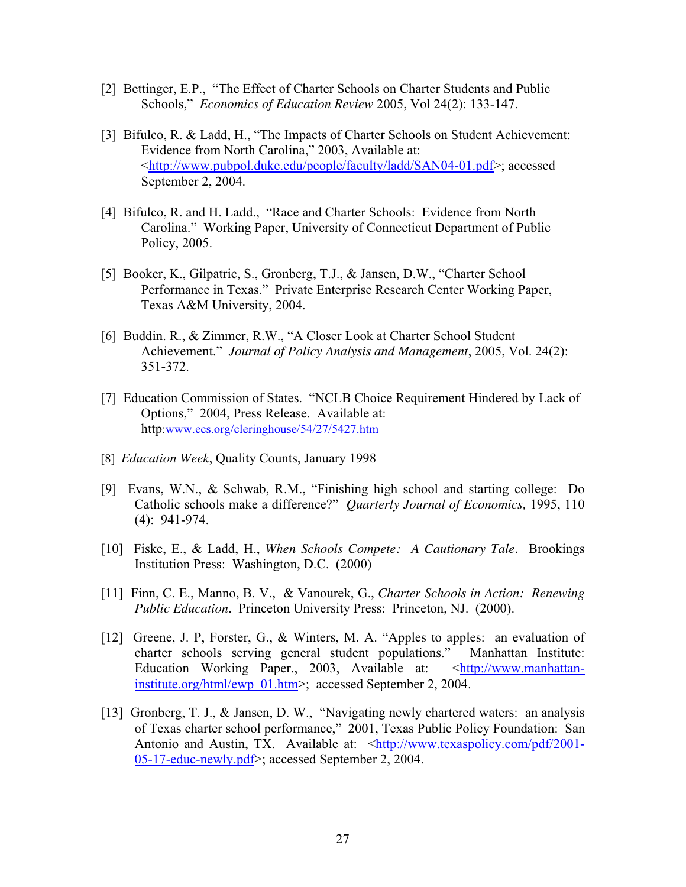[2] Bettinger, E.P., "The Effect of Charter Schools on Charter Students and Public Schools," *Economics of Education Review* 2005, Vol 24(2): 133-147.

[3] Bifulco, R. & Ladd, H., "The Impacts of Charter Schools on Student Achievement: Evidence from North Carolina," 2003, Available at: <http://www.pubpol.duke.edu/people/faculty/ladd/SAN04-01.pdf>; accessed September 2, 2004.

[4] Bifulco, R. and H. Ladd., "Race and Charter Schools: Evidence from North Carolina." Working Paper, University of Connecticut Department of Public Policy, 2005.

[5] Booker, K., Gilpatric, S., Gronberg, T.J., & Jansen, D.W., "Charter School Performance in Texas." Private Enterprise Research Center Working Paper, Texas A&M University, 2004.

[6] Buddin. R., & Zimmer, R.W., "A Closer Look at Charter School Student Achievement." *Journal of Policy Analysis and Management*, 2005, Vol. 24(2): 351-372.

[7] Education Commission of States. "NCLB Choice Requirement Hindered by Lack of Options," 2004, Press Release. Available at: http:www.ecs.org/cleringhouse/54/27/5427.htm

[8] *Education Week*, Quality Counts, January 1998

[9] Evans, W.N., & Schwab, R.M., "Finishing high school and starting college: Do Catholic schools make a difference?" *Quarterly Journal of Economics,* 1995, 110 (4): 941-974.

[10] Fiske, E., & Ladd, H., *When Schools Compete: A Cautionary Tale*. Brookings Institution Press: Washington, D.C. (2000)

[11] Finn, C. E., Manno, B. V., & Vanourek, G., *Charter Schools in Action: Renewing Public Education*. Princeton University Press: Princeton, NJ. (2000).

[12] Greene, J. P, Forster, G., & Winters, M. A. "Apples to apples: an evaluation of charter schools serving general student populations." Manhattan Institute: Education Working Paper., 2003, Available at: <http://www.manhattan-institute.org/html/ewp_01.htm>; accessed September 2, 2004.

[13] Gronberg, T. J., & Jansen, D. W., "Navigating newly chartered waters: an analysis of Texas charter school performance," 2001, Texas Public Policy Foundation: San Antonio and Austin, TX. Available at: <http://www.texaspolicy.com/pdf/2001-05-17-educ-newly.pdf>; accessed September 2, 2004.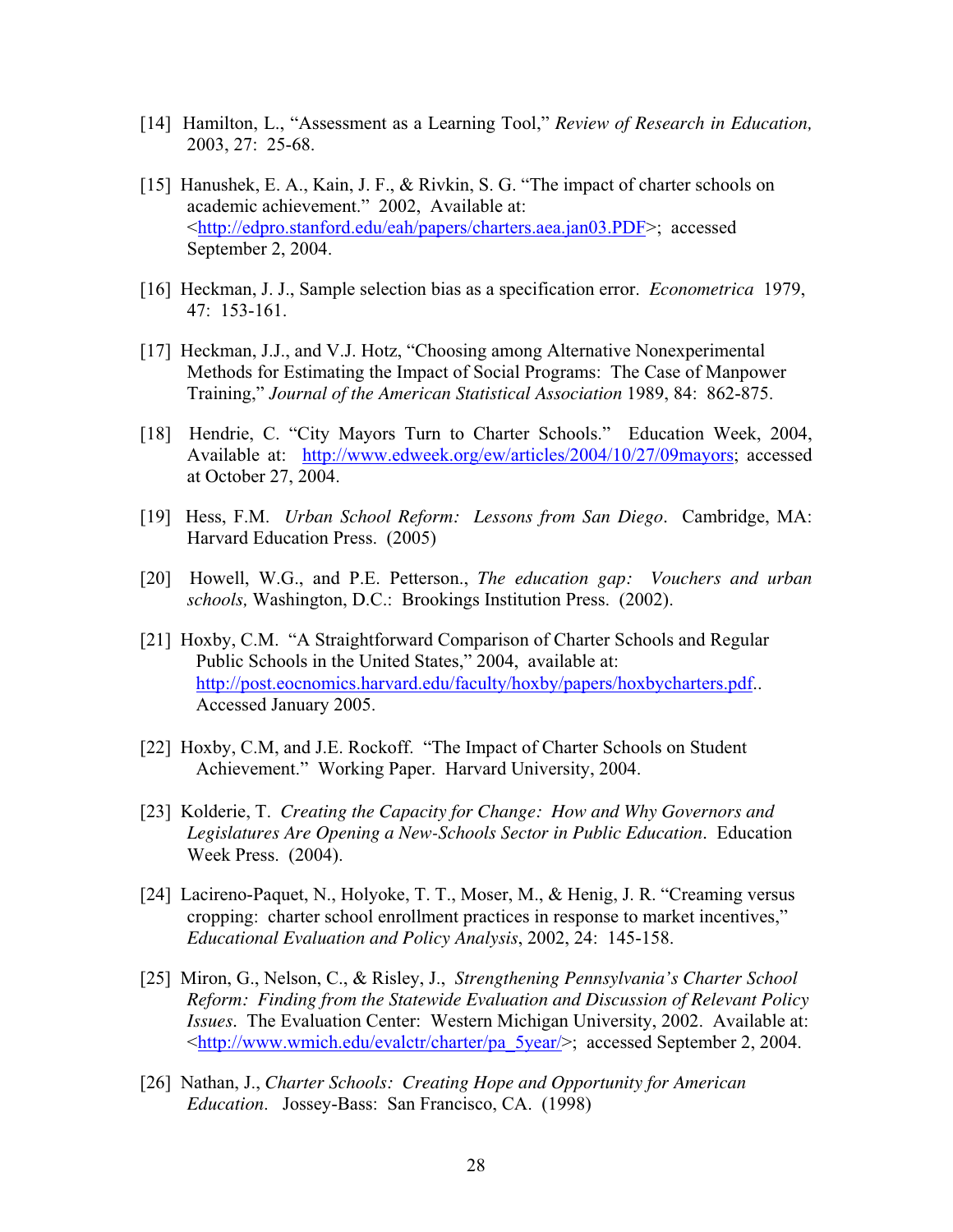[14] Hamilton, L., “Assessment as a Learning Tool,” *Review of Research in Education,* 2003, 27: 25-68.

[15] Hanushek, E. A., Kain, J. F., & Rivkin, S. G. “The impact of charter schools on academic achievement.” 2002, Available at: <http://edpro.stanford.edu/eah/papers/charters.aea.jan03.PDF>; accessed September 2, 2004.

[16] Heckman, J. J., Sample selection bias as a specification error. *Econometrica* 1979, 47: 153-161.

[17] Heckman, J.J., and V.J. Hotz, “Choosing among Alternative Nonexperimental Methods for Estimating the Impact of Social Programs: The Case of Manpower Training,” *Journal of the American Statistical Association* 1989, 84: 862-875.

[18] Hendrie, C. “City Mayors Turn to Charter Schools.” Education Week, 2004, Available at: http://www.edweek.org/ew/articles/2004/10/27/09mayors; accessed at October 27, 2004.

[19] Hess, F.M. *Urban School Reform: Lessons from San Diego*. Cambridge, MA: Harvard Education Press. (2005)

[20] Howell, W.G., and P.E. Petterson., *The education gap: Vouchers and urban schools,* Washington, D.C.: Brookings Institution Press. (2002).

[21] Hoxby, C.M. “A Straightforward Comparison of Charter Schools and Regular Public Schools in the United States,” 2004, available at: http://post.eocnomics.harvard.edu/faculty/hoxby/papers/hoxbycharters.pdf.. Accessed January 2005.

[22] Hoxby, C.M, and J.E. Rockoff. “The Impact of Charter Schools on Student Achievement.” Working Paper. Harvard University, 2004.

[23] Kolderie, T. *Creating the Capacity for Change: How and Why Governors and Legislatures Are Opening a New-Schools Sector in Public Education*. Education Week Press. (2004).

[24] Lacireno-Paquet, N., Holyoke, T. T., Moser, M., & Henig, J. R. “Creaming versus cropping: charter school enrollment practices in response to market incentives,” *Educational Evaluation and Policy Analysis*, 2002, 24: 145-158.

[25] Miron, G., Nelson, C., & Risley, J., *Strengthening Pennsylvania’s Charter School Reform: Finding from the Statewide Evaluation and Discussion of Relevant Policy Issues*. The Evaluation Center: Western Michigan University, 2002. Available at: <http://www.wmich.edu/evalctr/charter/pa_5year/>; accessed September 2, 2004.

[26] Nathan, J., *Charter Schools: Creating Hope and Opportunity for American Education*. Jossey-Bass: San Francisco, CA. (1998)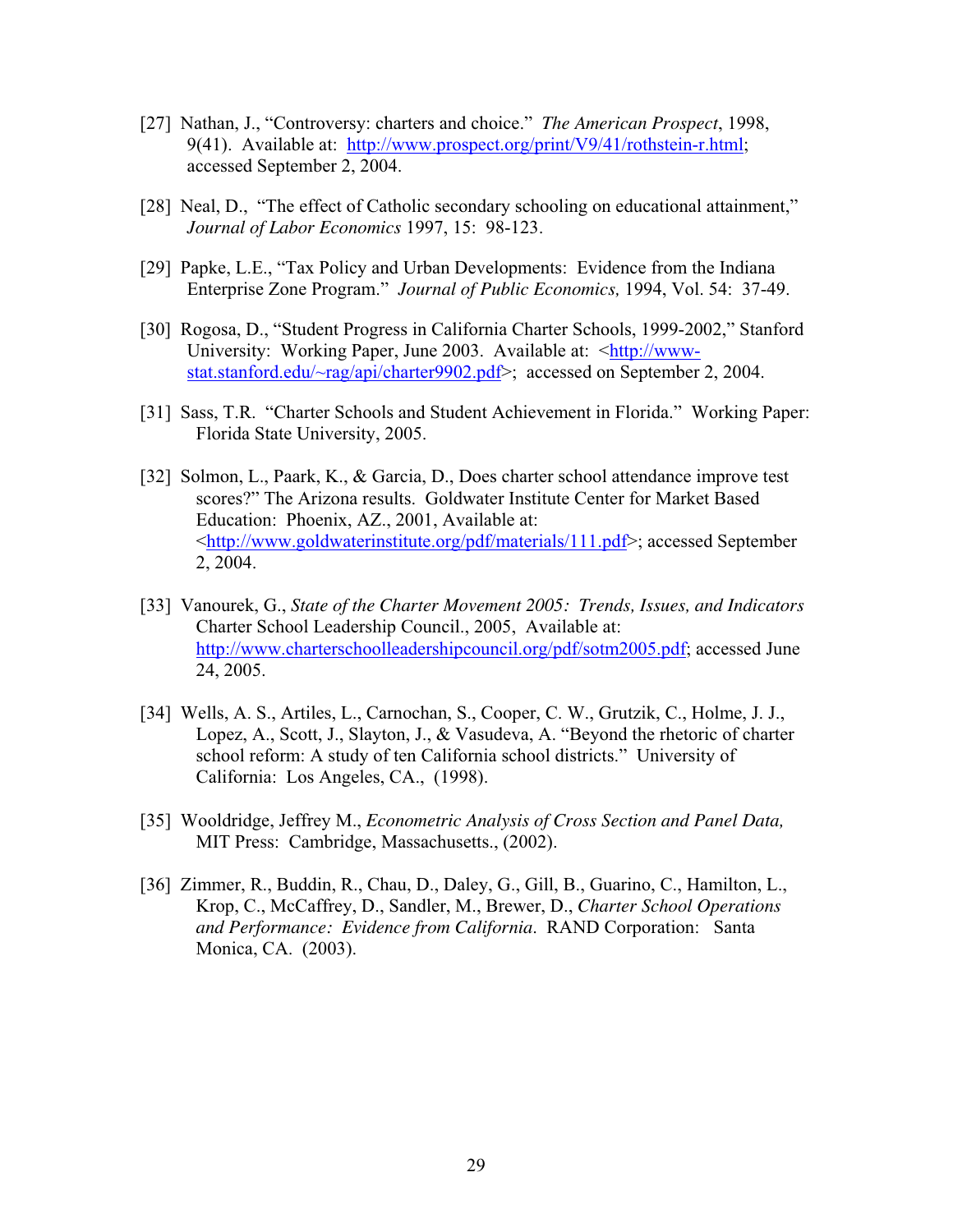[27] Nathan, J., "Controversy: charters and choice." *The American Prospect*, 1998, 9(41). Available at: http://www.prospect.org/print/V9/41/rothstein-r.html; accessed September 2, 2004.

[28] Neal, D., "The effect of Catholic secondary schooling on educational attainment," *Journal of Labor Economics* 1997, 15: 98-123.

[29] Papke, L.E., "Tax Policy and Urban Developments: Evidence from the Indiana Enterprise Zone Program." *Journal of Public Economics,* 1994, Vol. 54: 37-49.

[30] Rogosa, D., "Student Progress in California Charter Schools, 1999-2002," Stanford University: Working Paper, June 2003. Available at: <http://www-stat.stanford.edu/~rag/api/charter9902.pdf>; accessed on September 2, 2004.

[31] Sass, T.R. "Charter Schools and Student Achievement in Florida." Working Paper: Florida State University, 2005.

[32] Solmon, L., Paark, K., & Garcia, D., Does charter school attendance improve test scores?" The Arizona results. Goldwater Institute Center for Market Based Education: Phoenix, AZ., 2001, Available at: <http://www.goldwaterinstitute.org/pdf/materials/111.pdf>; accessed September 2, 2004.

[33] Vanourek, G., *State of the Charter Movement 2005: Trends, Issues, and Indicators* Charter School Leadership Council., 2005, Available at: http://www.charterschoolleadershipcouncil.org/pdf/sotm2005.pdf; accessed June 24, 2005.

[34] Wells, A. S., Artiles, L., Carnochan, S., Cooper, C. W., Grutzik, C., Holme, J. J., Lopez, A., Scott, J., Slayton, J., & Vasudeva, A. "Beyond the rhetoric of charter school reform: A study of ten California school districts." University of California: Los Angeles, CA., (1998).

[35] Wooldridge, Jeffrey M., *Econometric Analysis of Cross Section and Panel Data,* MIT Press: Cambridge, Massachusetts., (2002).

[36] Zimmer, R., Buddin, R., Chau, D., Daley, G., Gill, B., Guarino, C., Hamilton, L., Krop, C., McCaffrey, D., Sandler, M., Brewer, D., *Charter School Operations and Performance: Evidence from California*. RAND Corporation: Santa Monica, CA. (2003).